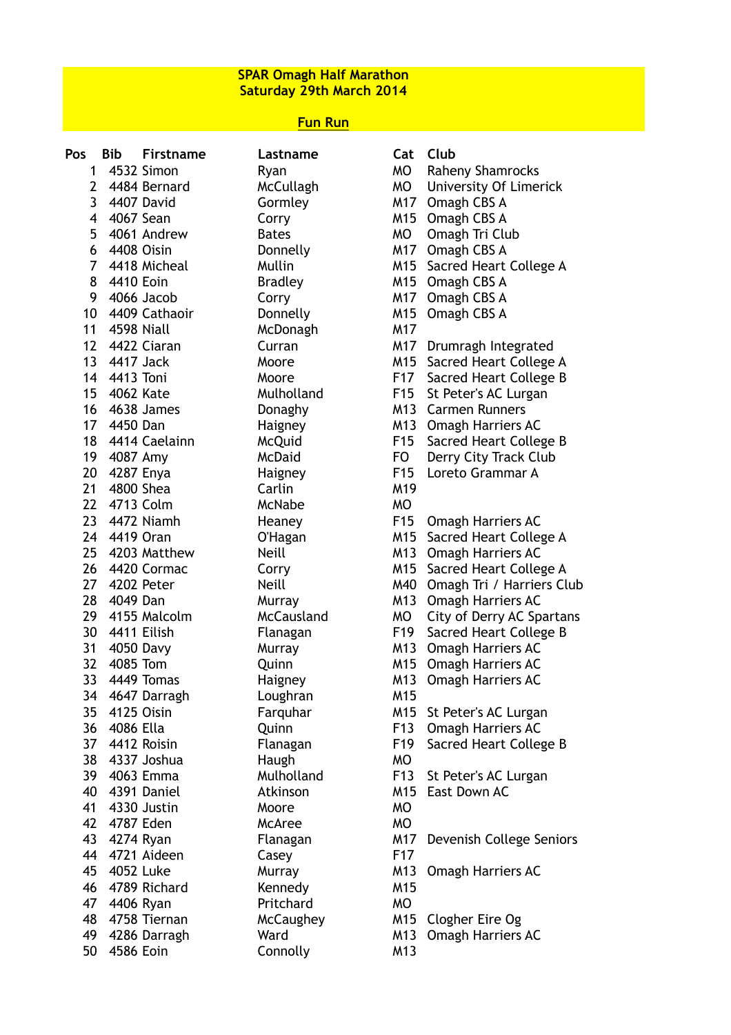**SPAR Omagh Half Marathon**
**Saturday 29th March 2014**

**Fun Run**

| Pos | Bib | Firstname | Lastname | Cat | Club |
|---|---|---|---|---|---|
| 1 | 4532 | Simon | Ryan | MO | Raheny Shamrocks |
| 2 | 4484 | Bernard | McCullagh | MO | University Of Limerick |
| 3 | 4407 | David | Gormley | M17 | Omagh CBS A |
| 4 | 4067 | Sean | Corry | M15 | Omagh CBS A |
| 5 | 4061 | Andrew | Bates | MO | Omagh Tri Club |
| 6 | 4408 | Oisin | Donnelly | M17 | Omagh CBS A |
| 7 | 4418 | Micheal | Mullin | M15 | Sacred Heart College A |
| 8 | 4410 | Eoin | Bradley | M15 | Omagh CBS A |
| 9 | 4066 | Jacob | Corry | M17 | Omagh CBS A |
| 10 | 4409 | Cathaoir | Donnelly | M15 | Omagh CBS A |
| 11 | 4598 | Niall | McDonagh | M17 | |
| 12 | 4422 | Ciaran | Curran | M17 | Drumragh Integrated |
| 13 | 4417 | Jack | Moore | M15 | Sacred Heart College A |
| 14 | 4413 | Toni | Moore | F17 | Sacred Heart College B |
| 15 | 4062 | Kate | Mulholland | F15 | St Peter's AC Lurgan |
| 16 | 4638 | James | Donaghy | M13 | Carmen Runners |
| 17 | 4450 | Dan | Haigney | M13 | Omagh Harriers AC |
| 18 | 4414 | Caelainn | McQuid | F15 | Sacred Heart College B |
| 19 | 4087 | Amy | McDaid | FO | Derry City Track Club |
| 20 | 4287 | Enya | Haigney | F15 | Loreto Grammar A |
| 21 | 4800 | Shea | Carlin | M19 | |
| 22 | 4713 | Colm | McNabe | MO | |
| 23 | 4472 | Niamh | Heaney | F15 | Omagh Harriers AC |
| 24 | 4419 | Oran | O'Hagan | M15 | Sacred Heart College A |
| 25 | 4203 | Matthew | Neill | M13 | Omagh Harriers AC |
| 26 | 4420 | Cormac | Corry | M15 | Sacred Heart College A |
| 27 | 4202 | Peter | Neill | M40 | Omagh Tri / Harriers Club |
| 28 | 4049 | Dan | Murray | M13 | Omagh Harriers AC |
| 29 | 4155 | Malcolm | McCausland | MO | City of Derry AC Spartans |
| 30 | 4411 | Eilish | Flanagan | F19 | Sacred Heart College B |
| 31 | 4050 | Davy | Murray | M13 | Omagh Harriers AC |
| 32 | 4085 | Tom | Quinn | M15 | Omagh Harriers AC |
| 33 | 4449 | Tomas | Haigney | M13 | Omagh Harriers AC |
| 34 | 4647 | Darragh | Loughran | M15 | |
| 35 | 4125 | Oisin | Farquhar | M15 | St Peter's AC Lurgan |
| 36 | 4086 | Ella | Quinn | F13 | Omagh Harriers AC |
| 37 | 4412 | Roisin | Flanagan | F19 | Sacred Heart College B |
| 38 | 4337 | Joshua | Haugh | MO | |
| 39 | 4063 | Emma | Mulholland | F13 | St Peter's AC Lurgan |
| 40 | 4391 | Daniel | Atkinson | M15 | East Down AC |
| 41 | 4330 | Justin | Moore | MO | |
| 42 | 4787 | Eden | McAree | MO | |
| 43 | 4274 | Ryan | Flanagan | M17 | Devenish College Seniors |
| 44 | 4721 | Aideen | Casey | F17 | |
| 45 | 4052 | Luke | Murray | M13 | Omagh Harriers AC |
| 46 | 4789 | Richard | Kennedy | M15 | |
| 47 | 4406 | Ryan | Pritchard | MO | |
| 48 | 4758 | Tiernan | McCaughey | M15 | Clogher Eire Og |
| 49 | 4286 | Darragh | Ward | M13 | Omagh Harriers AC |
| 50 | 4586 | Eoin | Connolly | M13 | |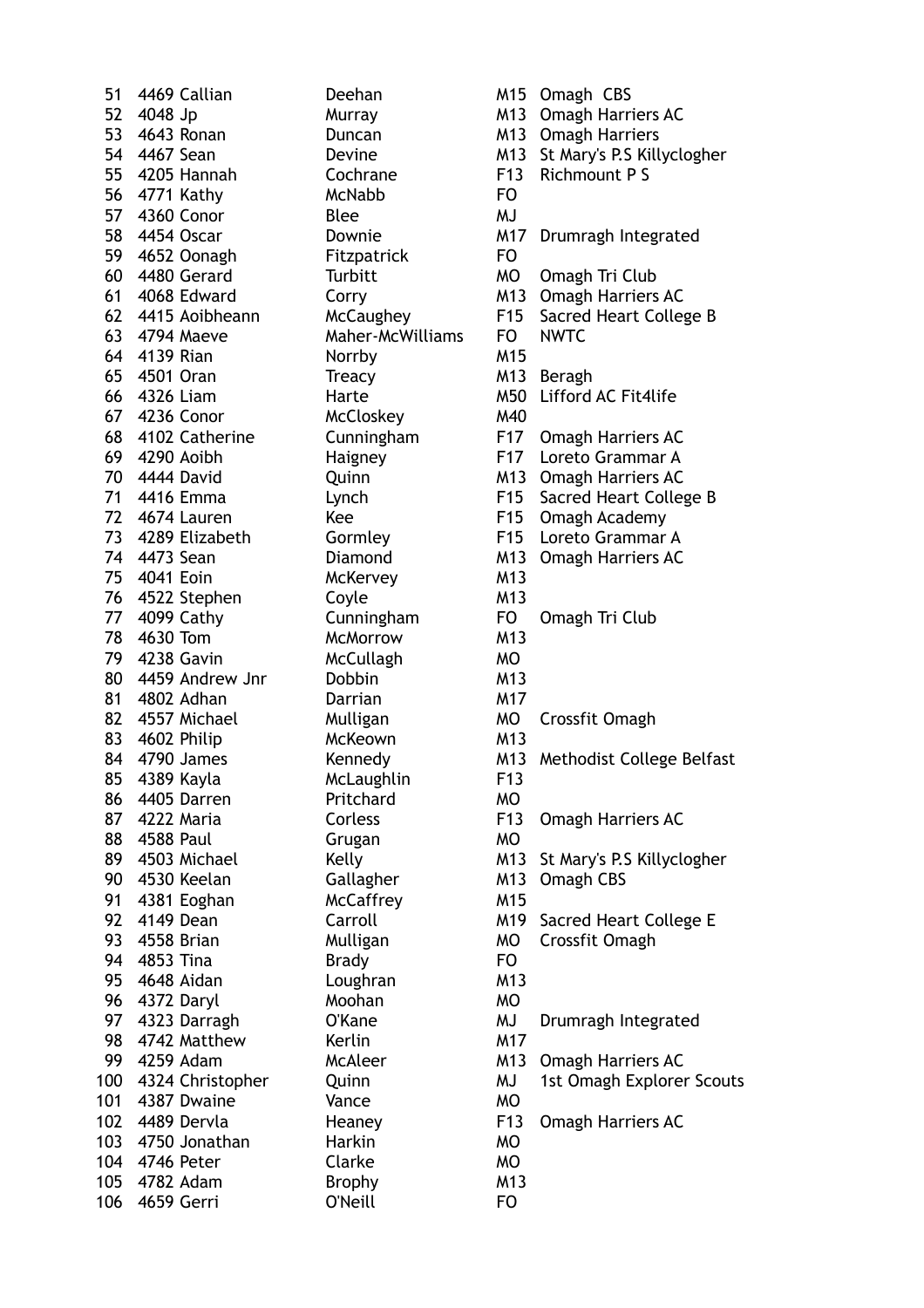| | | | | | |
|---|---|---|---|---|---|
| 51 | 4469 | Callian | Deehan | M15 | Omagh  CBS |
| 52 | 4048 | Jp | Murray | M13 | Omagh Harriers AC |
| 53 | 4643 | Ronan | Duncan | M13 | Omagh Harriers |
| 54 | 4467 | Sean | Devine | M13 | St Mary's P.S Killyclogher |
| 55 | 4205 | Hannah | Cochrane | F13 | Richmount P S |
| 56 | 4771 | Kathy | McNabb | FO | |
| 57 | 4360 | Conor | Blee | MJ | |
| 58 | 4454 | Oscar | Downie | M17 | Drumragh Integrated |
| 59 | 4652 | Oonagh | Fitzpatrick | FO | |
| 60 | 4480 | Gerard | Turbitt | MO | Omagh Tri Club |
| 61 | 4068 | Edward | Corry | M13 | Omagh Harriers AC |
| 62 | 4415 | Aoibheann | McCaughey | F15 | Sacred Heart College B |
| 63 | 4794 | Maeve | Maher-McWilliams | FO | NWTC |
| 64 | 4139 | Rian | Norrby | M15 | |
| 65 | 4501 | Oran | Treacy | M13 | Beragh |
| 66 | 4326 | Liam | Harte | M50 | Lifford AC Fit4life |
| 67 | 4236 | Conor | McCloskey | M40 | |
| 68 | 4102 | Catherine | Cunningham | F17 | Omagh Harriers AC |
| 69 | 4290 | Aoibh | Haigney | F17 | Loreto Grammar A |
| 70 | 4444 | David | Quinn | M13 | Omagh Harriers AC |
| 71 | 4416 | Emma | Lynch | F15 | Sacred Heart College B |
| 72 | 4674 | Lauren | Kee | F15 | Omagh Academy |
| 73 | 4289 | Elizabeth | Gormley | F15 | Loreto Grammar A |
| 74 | 4473 | Sean | Diamond | M13 | Omagh Harriers AC |
| 75 | 4041 | Eoin | McKervey | M13 | |
| 76 | 4522 | Stephen | Coyle | M13 | |
| 77 | 4099 | Cathy | Cunningham | FO | Omagh Tri Club |
| 78 | 4630 | Tom | McMorrow | M13 | |
| 79 | 4238 | Gavin | McCullagh | MO | |
| 80 | 4459 | Andrew Jnr | Dobbin | M13 | |
| 81 | 4802 | Adhan | Darrian | M17 | |
| 82 | 4557 | Michael | Mulligan | MO | Crossfit Omagh |
| 83 | 4602 | Philip | McKeown | M13 | |
| 84 | 4790 | James | Kennedy | M13 | Methodist College Belfast |
| 85 | 4389 | Kayla | McLaughlin | F13 | |
| 86 | 4405 | Darren | Pritchard | MO | |
| 87 | 4222 | Maria | Corless | F13 | Omagh Harriers AC |
| 88 | 4588 | Paul | Grugan | MO | |
| 89 | 4503 | Michael | Kelly | M13 | St Mary's P.S Killyclogher |
| 90 | 4530 | Keelan | Gallagher | M13 | Omagh CBS |
| 91 | 4381 | Eoghan | McCaffrey | M15 | |
| 92 | 4149 | Dean | Carroll | M19 | Sacred Heart College E |
| 93 | 4558 | Brian | Mulligan | MO | Crossfit Omagh |
| 94 | 4853 | Tina | Brady | FO | |
| 95 | 4648 | Aidan | Loughran | M13 | |
| 96 | 4372 | Daryl | Moohan | MO | |
| 97 | 4323 | Darragh | O'Kane | MJ | Drumragh Integrated |
| 98 | 4742 | Matthew | Kerlin | M17 | |
| 99 | 4259 | Adam | McAleer | M13 | Omagh Harriers AC |
| 100 | 4324 | Christopher | Quinn | MJ | 1st Omagh Explorer Scouts |
| 101 | 4387 | Dwaine | Vance | MO | |
| 102 | 4489 | Dervla | Heaney | F13 | Omagh Harriers AC |
| 103 | 4750 | Jonathan | Harkin | MO | |
| 104 | 4746 | Peter | Clarke | MO | |
| 105 | 4782 | Adam | Brophy | M13 | |
| 106 | 4659 | Gerri | O'Neill | FO | |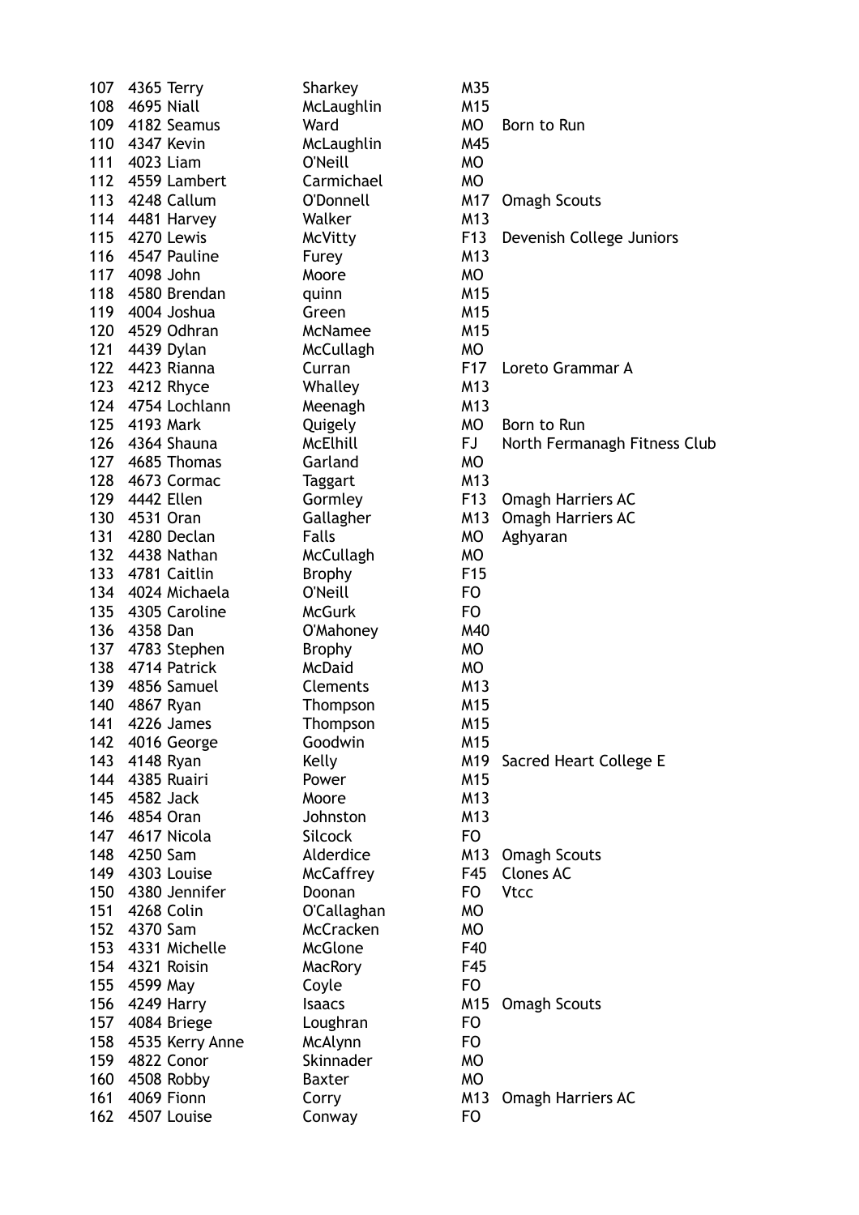| | | | | | |
|---|---|---|---|---|---|
| 107 | 4365 | Terry | Sharkey | M35 | |
| 108 | 4695 | Niall | McLaughlin | M15 | |
| 109 | 4182 | Seamus | Ward | MO | Born to Run |
| 110 | 4347 | Kevin | McLaughlin | M45 | |
| 111 | 4023 | Liam | O'Neill | MO | |
| 112 | 4559 | Lambert | Carmichael | MO | |
| 113 | 4248 | Callum | O'Donnell | M17 | Omagh Scouts |
| 114 | 4481 | Harvey | Walker | M13 | |
| 115 | 4270 | Lewis | McVitty | F13 | Devenish College Juniors |
| 116 | 4547 | Pauline | Furey | M13 | |
| 117 | 4098 | John | Moore | MO | |
| 118 | 4580 | Brendan | quinn | M15 | |
| 119 | 4004 | Joshua | Green | M15 | |
| 120 | 4529 | Odhran | McNamee | M15 | |
| 121 | 4439 | Dylan | McCullagh | MO | |
| 122 | 4423 | Rianna | Curran | F17 | Loreto Grammar A |
| 123 | 4212 | Rhyce | Whalley | M13 | |
| 124 | 4754 | Lochlann | Meenagh | M13 | |
| 125 | 4193 | Mark | Quigely | MO | Born to Run |
| 126 | 4364 | Shauna | McElhill | FJ | North Fermanagh Fitness Club |
| 127 | 4685 | Thomas | Garland | MO | |
| 128 | 4673 | Cormac | Taggart | M13 | |
| 129 | 4442 | Ellen | Gormley | F13 | Omagh Harriers AC |
| 130 | 4531 | Oran | Gallagher | M13 | Omagh Harriers AC |
| 131 | 4280 | Declan | Falls | MO | Aghyaran |
| 132 | 4438 | Nathan | McCullagh | MO | |
| 133 | 4781 | Caitlin | Brophy | F15 | |
| 134 | 4024 | Michaela | O'Neill | FO | |
| 135 | 4305 | Caroline | McGurk | FO | |
| 136 | 4358 | Dan | O'Mahoney | M40 | |
| 137 | 4783 | Stephen | Brophy | MO | |
| 138 | 4714 | Patrick | McDaid | MO | |
| 139 | 4856 | Samuel | Clements | M13 | |
| 140 | 4867 | Ryan | Thompson | M15 | |
| 141 | 4226 | James | Thompson | M15 | |
| 142 | 4016 | George | Goodwin | M15 | |
| 143 | 4148 | Ryan | Kelly | M19 | Sacred Heart College E |
| 144 | 4385 | Ruairi | Power | M15 | |
| 145 | 4582 | Jack | Moore | M13 | |
| 146 | 4854 | Oran | Johnston | M13 | |
| 147 | 4617 | Nicola | Silcock | FO | |
| 148 | 4250 | Sam | Alderdice | M13 | Omagh Scouts |
| 149 | 4303 | Louise | McCaffrey | F45 | Clones AC |
| 150 | 4380 | Jennifer | Doonan | FO | Vtcc |
| 151 | 4268 | Colin | O'Callaghan | MO | |
| 152 | 4370 | Sam | McCracken | MO | |
| 153 | 4331 | Michelle | McGlone | F40 | |
| 154 | 4321 | Roisin | MacRory | F45 | |
| 155 | 4599 | May | Coyle | FO | |
| 156 | 4249 | Harry | Isaacs | M15 | Omagh Scouts |
| 157 | 4084 | Briege | Loughran | FO | |
| 158 | 4535 | Kerry Anne | McAlynn | FO | |
| 159 | 4822 | Conor | Skinnader | MO | |
| 160 | 4508 | Robby | Baxter | MO | |
| 161 | 4069 | Fionn | Corry | M13 | Omagh Harriers AC |
| 162 | 4507 | Louise | Conway | FO | |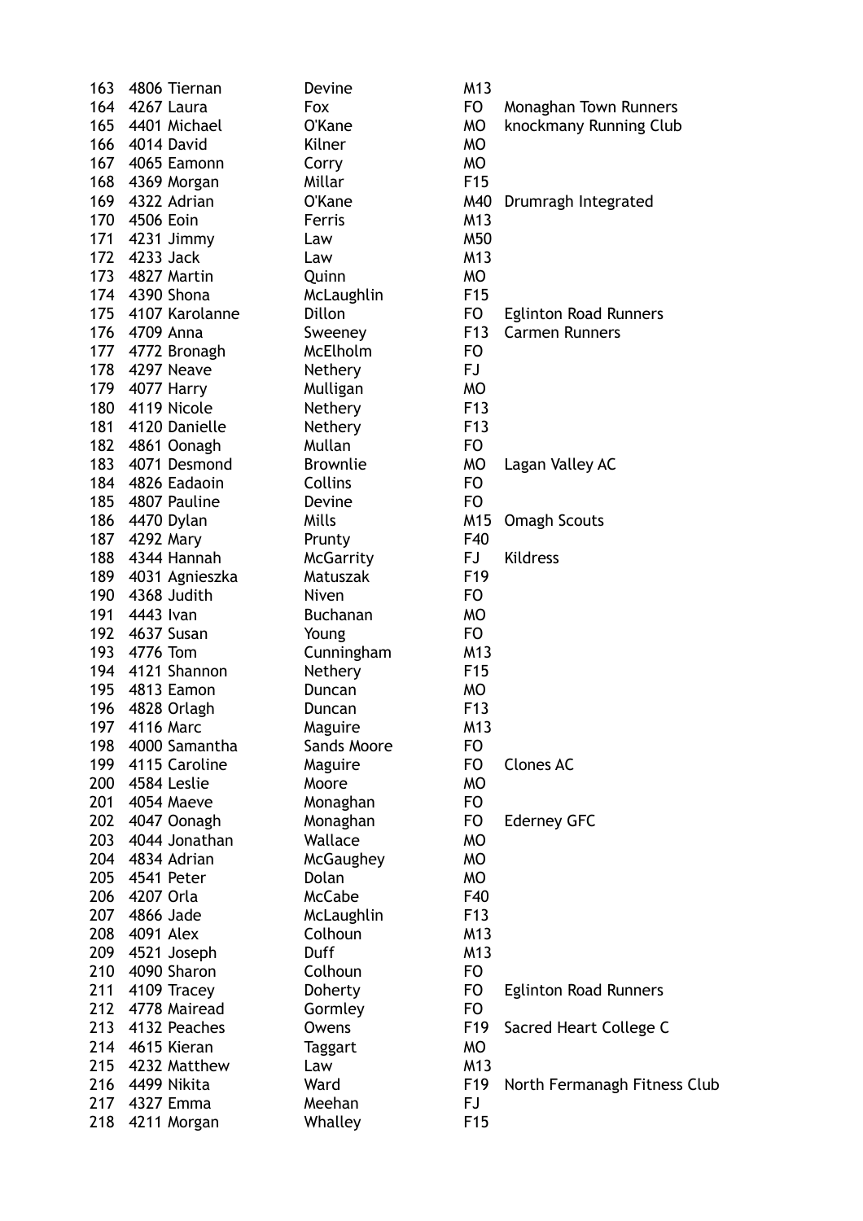| | | | | | |
|---|---|---|---|---|---|
| 163 | 4806 | Tiernan | Devine | M13 | |
| 164 | 4267 | Laura | Fox | FO | Monaghan Town Runners |
| 165 | 4401 | Michael | O'Kane | MO | knockmany Running Club |
| 166 | 4014 | David | Kilner | MO | |
| 167 | 4065 | Eamonn | Corry | MO | |
| 168 | 4369 | Morgan | Millar | F15 | |
| 169 | 4322 | Adrian | O'Kane | M40 | Drumragh Integrated |
| 170 | 4506 | Eoin | Ferris | M13 | |
| 171 | 4231 | Jimmy | Law | M50 | |
| 172 | 4233 | Jack | Law | M13 | |
| 173 | 4827 | Martin | Quinn | MO | |
| 174 | 4390 | Shona | McLaughlin | F15 | |
| 175 | 4107 | Karolanne | Dillon | FO | Eglinton Road Runners |
| 176 | 4709 | Anna | Sweeney | F13 | Carmen Runners |
| 177 | 4772 | Bronagh | McElholm | FO | |
| 178 | 4297 | Neave | Nethery | FJ | |
| 179 | 4077 | Harry | Mulligan | MO | |
| 180 | 4119 | Nicole | Nethery | F13 | |
| 181 | 4120 | Danielle | Nethery | F13 | |
| 182 | 4861 | Oonagh | Mullan | FO | |
| 183 | 4071 | Desmond | Brownlie | MO | Lagan Valley AC |
| 184 | 4826 | Eadaoin | Collins | FO | |
| 185 | 4807 | Pauline | Devine | FO | |
| 186 | 4470 | Dylan | Mills | M15 | Omagh Scouts |
| 187 | 4292 | Mary | Prunty | F40 | |
| 188 | 4344 | Hannah | McGarrity | FJ | Kildress |
| 189 | 4031 | Agnieszka | Matuszak | F19 | |
| 190 | 4368 | Judith | Niven | FO | |
| 191 | 4443 | Ivan | Buchanan | MO | |
| 192 | 4637 | Susan | Young | FO | |
| 193 | 4776 | Tom | Cunningham | M13 | |
| 194 | 4121 | Shannon | Nethery | F15 | |
| 195 | 4813 | Eamon | Duncan | MO | |
| 196 | 4828 | Orlagh | Duncan | F13 | |
| 197 | 4116 | Marc | Maguire | M13 | |
| 198 | 4000 | Samantha | Sands Moore | FO | |
| 199 | 4115 | Caroline | Maguire | FO | Clones AC |
| 200 | 4584 | Leslie | Moore | MO | |
| 201 | 4054 | Maeve | Monaghan | FO | |
| 202 | 4047 | Oonagh | Monaghan | FO | Ederney GFC |
| 203 | 4044 | Jonathan | Wallace | MO | |
| 204 | 4834 | Adrian | McGaughey | MO | |
| 205 | 4541 | Peter | Dolan | MO | |
| 206 | 4207 | Orla | McCabe | F40 | |
| 207 | 4866 | Jade | McLaughlin | F13 | |
| 208 | 4091 | Alex | Colhoun | M13 | |
| 209 | 4521 | Joseph | Duff | M13 | |
| 210 | 4090 | Sharon | Colhoun | FO | |
| 211 | 4109 | Tracey | Doherty | FO | Eglinton Road Runners |
| 212 | 4778 | Mairead | Gormley | FO | |
| 213 | 4132 | Peaches | Owens | F19 | Sacred Heart College C |
| 214 | 4615 | Kieran | Taggart | MO | |
| 215 | 4232 | Matthew | Law | M13 | |
| 216 | 4499 | Nikita | Ward | F19 | North Fermanagh Fitness Club |
| 217 | 4327 | Emma | Meehan | FJ | |
| 218 | 4211 | Morgan | Whalley | F15 | |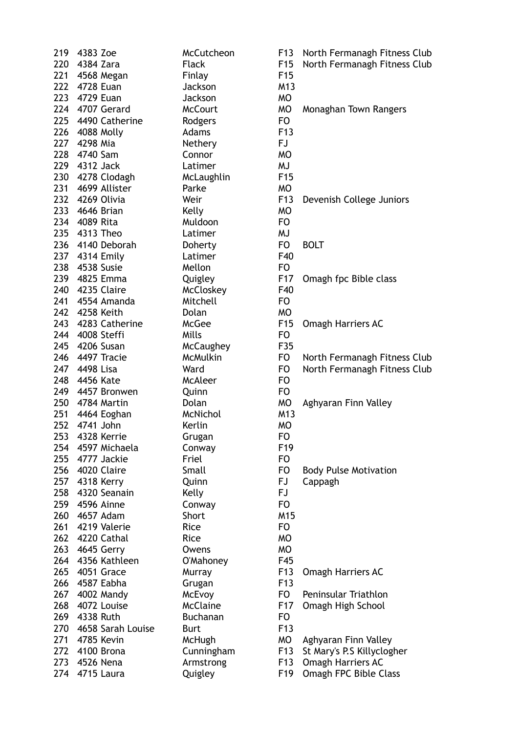| | | | | | |
|---|---|---|---|---|---|
| 219 | 4383 | Zoe | McCutcheon | F13 | North Fermanagh Fitness Club |
| 220 | 4384 | Zara | Flack | F15 | North Fermanagh Fitness Club |
| 221 | 4568 | Megan | Finlay | F15 | |
| 222 | 4728 | Euan | Jackson | M13 | |
| 223 | 4729 | Euan | Jackson | MO | |
| 224 | 4707 | Gerard | McCourt | MO | Monaghan Town Rangers |
| 225 | 4490 | Catherine | Rodgers | FO | |
| 226 | 4088 | Molly | Adams | F13 | |
| 227 | 4298 | Mia | Nethery | FJ | |
| 228 | 4740 | Sam | Connor | MO | |
| 229 | 4312 | Jack | Latimer | MJ | |
| 230 | 4278 | Clodagh | McLaughlin | F15 | |
| 231 | 4699 | Allister | Parke | MO | |
| 232 | 4269 | Olivia | Weir | F13 | Devenish College Juniors |
| 233 | 4646 | Brian | Kelly | MO | |
| 234 | 4089 | Rita | Muldoon | FO | |
| 235 | 4313 | Theo | Latimer | MJ | |
| 236 | 4140 | Deborah | Doherty | FO | BOLT |
| 237 | 4314 | Emily | Latimer | F40 | |
| 238 | 4538 | Susie | Mellon | FO | |
| 239 | 4825 | Emma | Quigley | F17 | Omagh fpc Bible class |
| 240 | 4235 | Claire | McCloskey | F40 | |
| 241 | 4554 | Amanda | Mitchell | FO | |
| 242 | 4258 | Keith | Dolan | MO | |
| 243 | 4283 | Catherine | McGee | F15 | Omagh Harriers AC |
| 244 | 4008 | Steffi | Mills | FO | |
| 245 | 4206 | Susan | McCaughey | F35 | |
| 246 | 4497 | Tracie | McMulkin | FO | North Fermanagh Fitness Club |
| 247 | 4498 | Lisa | Ward | FO | North Fermanagh Fitness Club |
| 248 | 4456 | Kate | McAleer | FO | |
| 249 | 4457 | Bronwen | Quinn | FO | |
| 250 | 4784 | Martin | Dolan | MO | Aghyaran Finn Valley |
| 251 | 4464 | Eoghan | McNichol | M13 | |
| 252 | 4741 | John | Kerlin | MO | |
| 253 | 4328 | Kerrie | Grugan | FO | |
| 254 | 4597 | Michaela | Conway | F19 | |
| 255 | 4777 | Jackie | Friel | FO | |
| 256 | 4020 | Claire | Small | FO | Body Pulse Motivation |
| 257 | 4318 | Kerry | Quinn | FJ | Cappagh |
| 258 | 4320 | Seanain | Kelly | FJ | |
| 259 | 4596 | Ainne | Conway | FO | |
| 260 | 4657 | Adam | Short | M15 | |
| 261 | 4219 | Valerie | Rice | FO | |
| 262 | 4220 | Cathal | Rice | MO | |
| 263 | 4645 | Gerry | Owens | MO | |
| 264 | 4356 | Kathleen | O'Mahoney | F45 | |
| 265 | 4051 | Grace | Murray | F13 | Omagh Harriers AC |
| 266 | 4587 | Eabha | Grugan | F13 | |
| 267 | 4002 | Mandy | McEvoy | FO | Peninsular Triathlon |
| 268 | 4072 | Louise | McClaine | F17 | Omagh High School |
| 269 | 4338 | Ruth | Buchanan | FO | |
| 270 | 4658 | Sarah Louise | Burt | F13 | |
| 271 | 4785 | Kevin | McHugh | MO | Aghyaran Finn Valley |
| 272 | 4100 | Brona | Cunningham | F13 | St Mary's P.S Killyclogher |
| 273 | 4526 | Nena | Armstrong | F13 | Omagh Harriers AC |
| 274 | 4715 | Laura | Quigley | F19 | Omagh FPC Bible Class |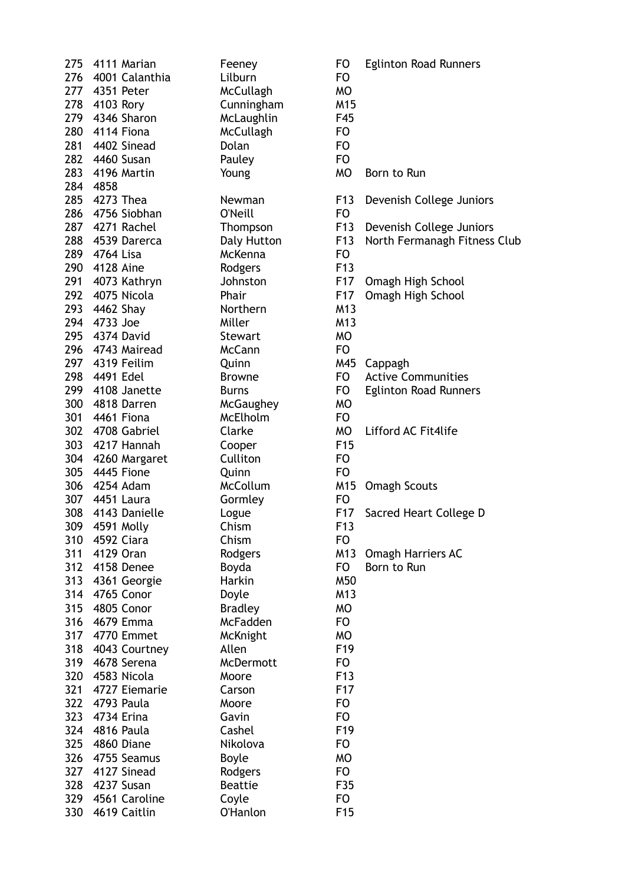| | | | | | |
|---|---|---|---|---|---|
| 275 | 4111 | Marian | Feeney | FO | Eglinton Road Runners |
| 276 | 4001 | Calanthia | Lilburn | FO | |
| 277 | 4351 | Peter | McCullagh | MO | |
| 278 | 4103 | Rory | Cunningham | M15 | |
| 279 | 4346 | Sharon | McLaughlin | F45 | |
| 280 | 4114 | Fiona | McCullagh | FO | |
| 281 | 4402 | Sinead | Dolan | FO | |
| 282 | 4460 | Susan | Pauley | FO | |
| 283 | 4196 | Martin | Young | MO | Born to Run |
| 284 | 4858 | | | | |
| 285 | 4273 | Thea | Newman | F13 | Devenish College Juniors |
| 286 | 4756 | Siobhan | O'Neill | FO | |
| 287 | 4271 | Rachel | Thompson | F13 | Devenish College Juniors |
| 288 | 4539 | Darerca | Daly Hutton | F13 | North Fermanagh Fitness Club |
| 289 | 4764 | Lisa | McKenna | FO | |
| 290 | 4128 | Aine | Rodgers | F13 | |
| 291 | 4073 | Kathryn | Johnston | F17 | Omagh High School |
| 292 | 4075 | Nicola | Phair | F17 | Omagh High School |
| 293 | 4462 | Shay | Northern | M13 | |
| 294 | 4733 | Joe | Miller | M13 | |
| 295 | 4374 | David | Stewart | MO | |
| 296 | 4743 | Mairead | McCann | FO | |
| 297 | 4319 | Feilim | Quinn | M45 | Cappagh |
| 298 | 4491 | Edel | Browne | FO | Active Communities |
| 299 | 4108 | Janette | Burns | FO | Eglinton Road Runners |
| 300 | 4818 | Darren | McGaughey | MO | |
| 301 | 4461 | Fiona | McElholm | FO | |
| 302 | 4708 | Gabriel | Clarke | MO | Lifford AC Fit4life |
| 303 | 4217 | Hannah | Cooper | F15 | |
| 304 | 4260 | Margaret | Culliton | FO | |
| 305 | 4445 | Fione | Quinn | FO | |
| 306 | 4254 | Adam | McCollum | M15 | Omagh Scouts |
| 307 | 4451 | Laura | Gormley | FO | |
| 308 | 4143 | Danielle | Logue | F17 | Sacred Heart College D |
| 309 | 4591 | Molly | Chism | F13 | |
| 310 | 4592 | Ciara | Chism | FO | |
| 311 | 4129 | Oran | Rodgers | M13 | Omagh Harriers AC |
| 312 | 4158 | Denee | Boyda | FO | Born to Run |
| 313 | 4361 | Georgie | Harkin | M50 | |
| 314 | 4765 | Conor | Doyle | M13 | |
| 315 | 4805 | Conor | Bradley | MO | |
| 316 | 4679 | Emma | McFadden | FO | |
| 317 | 4770 | Emmet | McKnight | MO | |
| 318 | 4043 | Courtney | Allen | F19 | |
| 319 | 4678 | Serena | McDermott | FO | |
| 320 | 4583 | Nicola | Moore | F13 | |
| 321 | 4727 | Eiemarie | Carson | F17 | |
| 322 | 4793 | Paula | Moore | FO | |
| 323 | 4734 | Erina | Gavin | FO | |
| 324 | 4816 | Paula | Cashel | F19 | |
| 325 | 4860 | Diane | Nikolova | FO | |
| 326 | 4755 | Seamus | Boyle | MO | |
| 327 | 4127 | Sinead | Rodgers | FO | |
| 328 | 4237 | Susan | Beattie | F35 | |
| 329 | 4561 | Caroline | Coyle | FO | |
| 330 | 4619 | Caitlin | O'Hanlon | F15 | |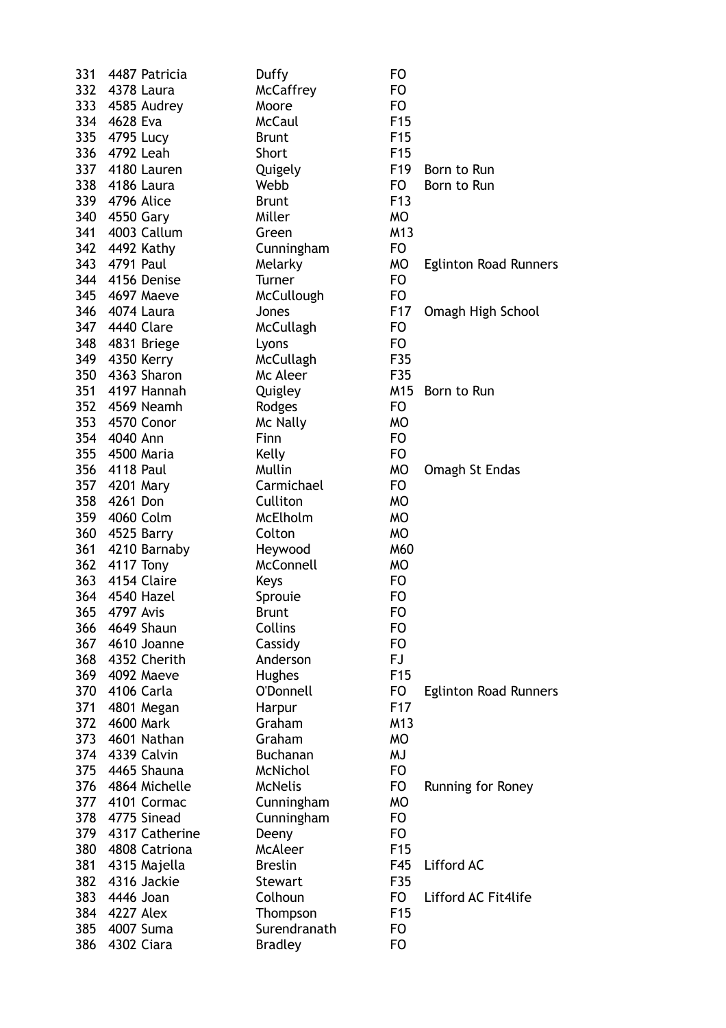| | | | | | |
|---|---|---|---|---|---|
| 331 | 4487 | Patricia | Duffy | FO | |
| 332 | 4378 | Laura | McCaffrey | FO | |
| 333 | 4585 | Audrey | Moore | FO | |
| 334 | 4628 | Eva | McCaul | F15 | |
| 335 | 4795 | Lucy | Brunt | F15 | |
| 336 | 4792 | Leah | Short | F15 | |
| 337 | 4180 | Lauren | Quigely | F19 | Born to Run |
| 338 | 4186 | Laura | Webb | FO | Born to Run |
| 339 | 4796 | Alice | Brunt | F13 | |
| 340 | 4550 | Gary | Miller | MO | |
| 341 | 4003 | Callum | Green | M13 | |
| 342 | 4492 | Kathy | Cunningham | FO | |
| 343 | 4791 | Paul | Melarky | MO | Eglinton Road Runners |
| 344 | 4156 | Denise | Turner | FO | |
| 345 | 4697 | Maeve | McCullough | FO | |
| 346 | 4074 | Laura | Jones | F17 | Omagh High School |
| 347 | 4440 | Clare | McCullagh | FO | |
| 348 | 4831 | Briege | Lyons | FO | |
| 349 | 4350 | Kerry | McCullagh | F35 | |
| 350 | 4363 | Sharon | Mc Aleer | F35 | |
| 351 | 4197 | Hannah | Quigley | M15 | Born to Run |
| 352 | 4569 | Neamh | Rodges | FO | |
| 353 | 4570 | Conor | Mc Nally | MO | |
| 354 | 4040 | Ann | Finn | FO | |
| 355 | 4500 | Maria | Kelly | FO | |
| 356 | 4118 | Paul | Mullin | MO | Omagh St Endas |
| 357 | 4201 | Mary | Carmichael | FO | |
| 358 | 4261 | Don | Culliton | MO | |
| 359 | 4060 | Colm | McElholm | MO | |
| 360 | 4525 | Barry | Colton | MO | |
| 361 | 4210 | Barnaby | Heywood | M60 | |
| 362 | 4117 | Tony | McConnell | MO | |
| 363 | 4154 | Claire | Keys | FO | |
| 364 | 4540 | Hazel | Sprouie | FO | |
| 365 | 4797 | Avis | Brunt | FO | |
| 366 | 4649 | Shaun | Collins | FO | |
| 367 | 4610 | Joanne | Cassidy | FO | |
| 368 | 4352 | Cherith | Anderson | FJ | |
| 369 | 4092 | Maeve | Hughes | F15 | |
| 370 | 4106 | Carla | O'Donnell | FO | Eglinton Road Runners |
| 371 | 4801 | Megan | Harpur | F17 | |
| 372 | 4600 | Mark | Graham | M13 | |
| 373 | 4601 | Nathan | Graham | MO | |
| 374 | 4339 | Calvin | Buchanan | MJ | |
| 375 | 4465 | Shauna | McNichol | FO | |
| 376 | 4864 | Michelle | McNelis | FO | Running for Roney |
| 377 | 4101 | Cormac | Cunningham | MO | |
| 378 | 4775 | Sinead | Cunningham | FO | |
| 379 | 4317 | Catherine | Deeny | FO | |
| 380 | 4808 | Catriona | McAleer | F15 | |
| 381 | 4315 | Majella | Breslin | F45 | Lifford AC |
| 382 | 4316 | Jackie | Stewart | F35 | |
| 383 | 4446 | Joan | Colhoun | FO | Lifford AC Fit4life |
| 384 | 4227 | Alex | Thompson | F15 | |
| 385 | 4007 | Suma | Surendranath | FO | |
| 386 | 4302 | Ciara | Bradley | FO | |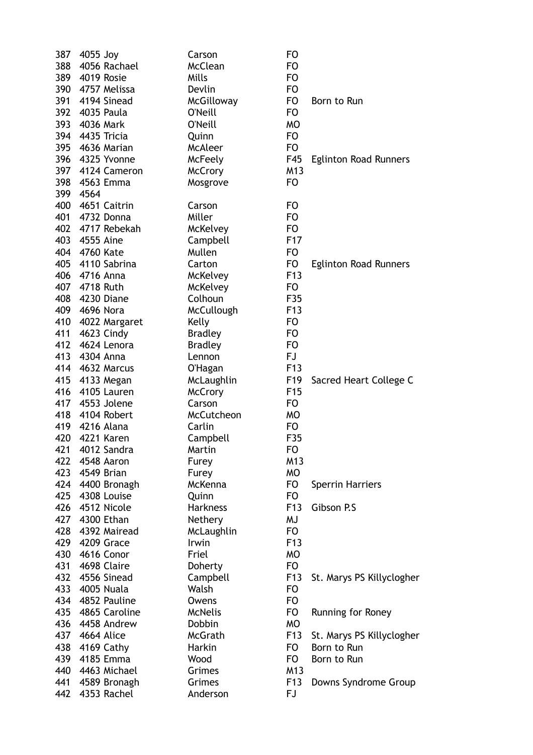| | | | | | |
|---|---|---|---|---|---|
| 387 | 4055 | Joy | Carson | FO | |
| 388 | 4056 | Rachael | McClean | FO | |
| 389 | 4019 | Rosie | Mills | FO | |
| 390 | 4757 | Melissa | Devlin | FO | |
| 391 | 4194 | Sinead | McGilloway | FO | Born to Run |
| 392 | 4035 | Paula | O'Neill | FO | |
| 393 | 4036 | Mark | O'Neill | MO | |
| 394 | 4435 | Tricia | Quinn | FO | |
| 395 | 4636 | Marian | McAleer | FO | |
| 396 | 4325 | Yvonne | McFeely | F45 | Eglinton Road Runners |
| 397 | 4124 | Cameron | McCrory | M13 | |
| 398 | 4563 | Emma | Mosgrove | FO | |
| 399 | 4564 | | | | |
| 400 | 4651 | Caitrin | Carson | FO | |
| 401 | 4732 | Donna | Miller | FO | |
| 402 | 4717 | Rebekah | McKelvey | FO | |
| 403 | 4555 | Aine | Campbell | F17 | |
| 404 | 4760 | Kate | Mullen | FO | |
| 405 | 4110 | Sabrina | Carton | FO | Eglinton Road Runners |
| 406 | 4716 | Anna | McKelvey | F13 | |
| 407 | 4718 | Ruth | McKelvey | FO | |
| 408 | 4230 | Diane | Colhoun | F35 | |
| 409 | 4696 | Nora | McCullough | F13 | |
| 410 | 4022 | Margaret | Kelly | FO | |
| 411 | 4623 | Cindy | Bradley | FO | |
| 412 | 4624 | Lenora | Bradley | FO | |
| 413 | 4304 | Anna | Lennon | FJ | |
| 414 | 4632 | Marcus | O'Hagan | F13 | |
| 415 | 4133 | Megan | McLaughlin | F19 | Sacred Heart College C |
| 416 | 4105 | Lauren | McCrory | F15 | |
| 417 | 4553 | Jolene | Carson | FO | |
| 418 | 4104 | Robert | McCutcheon | MO | |
| 419 | 4216 | Alana | Carlin | FO | |
| 420 | 4221 | Karen | Campbell | F35 | |
| 421 | 4012 | Sandra | Martin | FO | |
| 422 | 4548 | Aaron | Furey | M13 | |
| 423 | 4549 | Brian | Furey | MO | |
| 424 | 4400 | Bronagh | McKenna | FO | Sperrin Harriers |
| 425 | 4308 | Louise | Quinn | FO | |
| 426 | 4512 | Nicole | Harkness | F13 | Gibson P.S |
| 427 | 4300 | Ethan | Nethery | MJ | |
| 428 | 4392 | Mairead | McLaughlin | FO | |
| 429 | 4209 | Grace | Irwin | F13 | |
| 430 | 4616 | Conor | Friel | MO | |
| 431 | 4698 | Claire | Doherty | FO | |
| 432 | 4556 | Sinead | Campbell | F13 | St. Marys PS Killyclogher |
| 433 | 4005 | Nuala | Walsh | FO | |
| 434 | 4852 | Pauline | Owens | FO | |
| 435 | 4865 | Caroline | McNelis | FO | Running for Roney |
| 436 | 4458 | Andrew | Dobbin | MO | |
| 437 | 4664 | Alice | McGrath | F13 | St. Marys PS Killyclogher |
| 438 | 4169 | Cathy | Harkin | FO | Born to Run |
| 439 | 4185 | Emma | Wood | FO | Born to Run |
| 440 | 4463 | Michael | Grimes | M13 | |
| 441 | 4589 | Bronagh | Grimes | F13 | Downs Syndrome Group |
| 442 | 4353 | Rachel | Anderson | FJ | |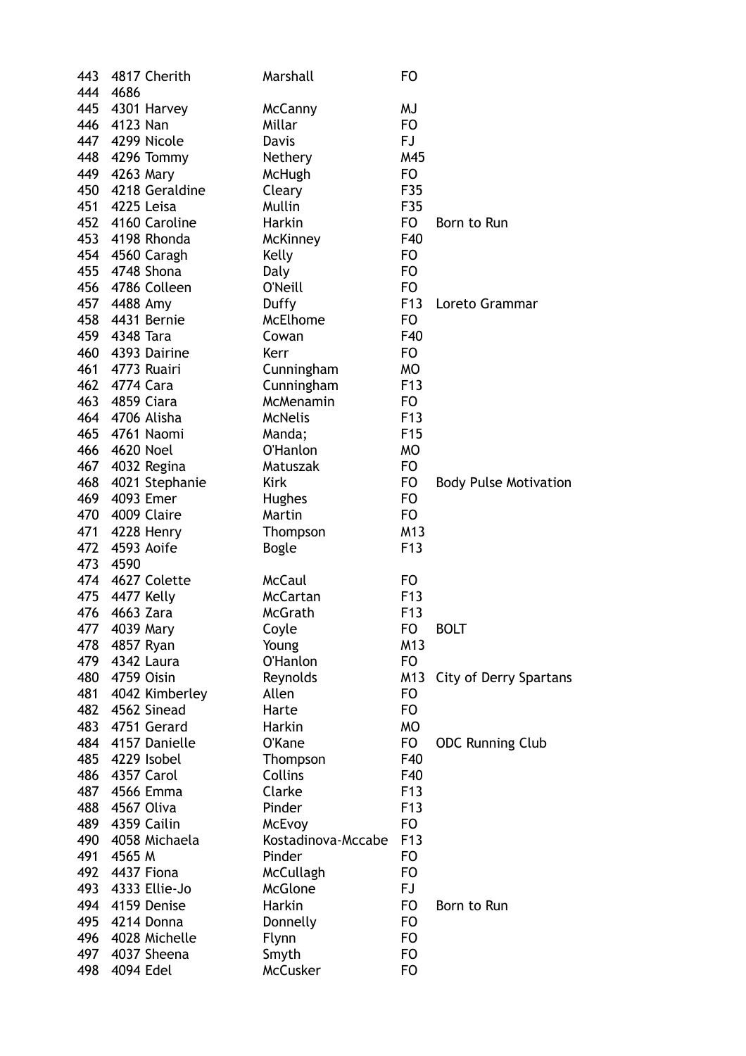| | | | | | |
|---|---|---|---|---|---|
| 443 | 4817 | Cherith | Marshall | FO | |
| 444 | 4686 | | | | |
| 445 | 4301 | Harvey | McCanny | MJ | |
| 446 | 4123 | Nan | Millar | FO | |
| 447 | 4299 | Nicole | Davis | FJ | |
| 448 | 4296 | Tommy | Nethery | M45 | |
| 449 | 4263 | Mary | McHugh | FO | |
| 450 | 4218 | Geraldine | Cleary | F35 | |
| 451 | 4225 | Leisa | Mullin | F35 | |
| 452 | 4160 | Caroline | Harkin | FO | Born to Run |
| 453 | 4198 | Rhonda | McKinney | F40 | |
| 454 | 4560 | Caragh | Kelly | FO | |
| 455 | 4748 | Shona | Daly | FO | |
| 456 | 4786 | Colleen | O'Neill | FO | |
| 457 | 4488 | Amy | Duffy | F13 | Loreto Grammar |
| 458 | 4431 | Bernie | McElhome | FO | |
| 459 | 4348 | Tara | Cowan | F40 | |
| 460 | 4393 | Dairine | Kerr | FO | |
| 461 | 4773 | Ruairi | Cunningham | MO | |
| 462 | 4774 | Cara | Cunningham | F13 | |
| 463 | 4859 | Ciara | McMenamin | FO | |
| 464 | 4706 | Alisha | McNelis | F13 | |
| 465 | 4761 | Naomi | Manda; | F15 | |
| 466 | 4620 | Noel | O'Hanlon | MO | |
| 467 | 4032 | Regina | Matuszak | FO | |
| 468 | 4021 | Stephanie | Kirk | FO | Body Pulse Motivation |
| 469 | 4093 | Emer | Hughes | FO | |
| 470 | 4009 | Claire | Martin | FO | |
| 471 | 4228 | Henry | Thompson | M13 | |
| 472 | 4593 | Aoife | Bogle | F13 | |
| 473 | 4590 | | | | |
| 474 | 4627 | Colette | McCaul | FO | |
| 475 | 4477 | Kelly | McCartan | F13 | |
| 476 | 4663 | Zara | McGrath | F13 | |
| 477 | 4039 | Mary | Coyle | FO | BOLT |
| 478 | 4857 | Ryan | Young | M13 | |
| 479 | 4342 | Laura | O'Hanlon | FO | |
| 480 | 4759 | Oisin | Reynolds | M13 | City of Derry Spartans |
| 481 | 4042 | Kimberley | Allen | FO | |
| 482 | 4562 | Sinead | Harte | FO | |
| 483 | 4751 | Gerard | Harkin | MO | |
| 484 | 4157 | Danielle | O'Kane | FO | ODC Running Club |
| 485 | 4229 | Isobel | Thompson | F40 | |
| 486 | 4357 | Carol | Collins | F40 | |
| 487 | 4566 | Emma | Clarke | F13 | |
| 488 | 4567 | Oliva | Pinder | F13 | |
| 489 | 4359 | Cailin | McEvoy | FO | |
| 490 | 4058 | Michaela | Kostadinova-Mccabe | F13 | |
| 491 | 4565 | M | Pinder | FO | |
| 492 | 4437 | Fiona | McCullagh | FO | |
| 493 | 4333 | Ellie-Jo | McGlone | FJ | |
| 494 | 4159 | Denise | Harkin | FO | Born to Run |
| 495 | 4214 | Donna | Donnelly | FO | |
| 496 | 4028 | Michelle | Flynn | FO | |
| 497 | 4037 | Sheena | Smyth | FO | |
| 498 | 4094 | Edel | McCusker | FO | |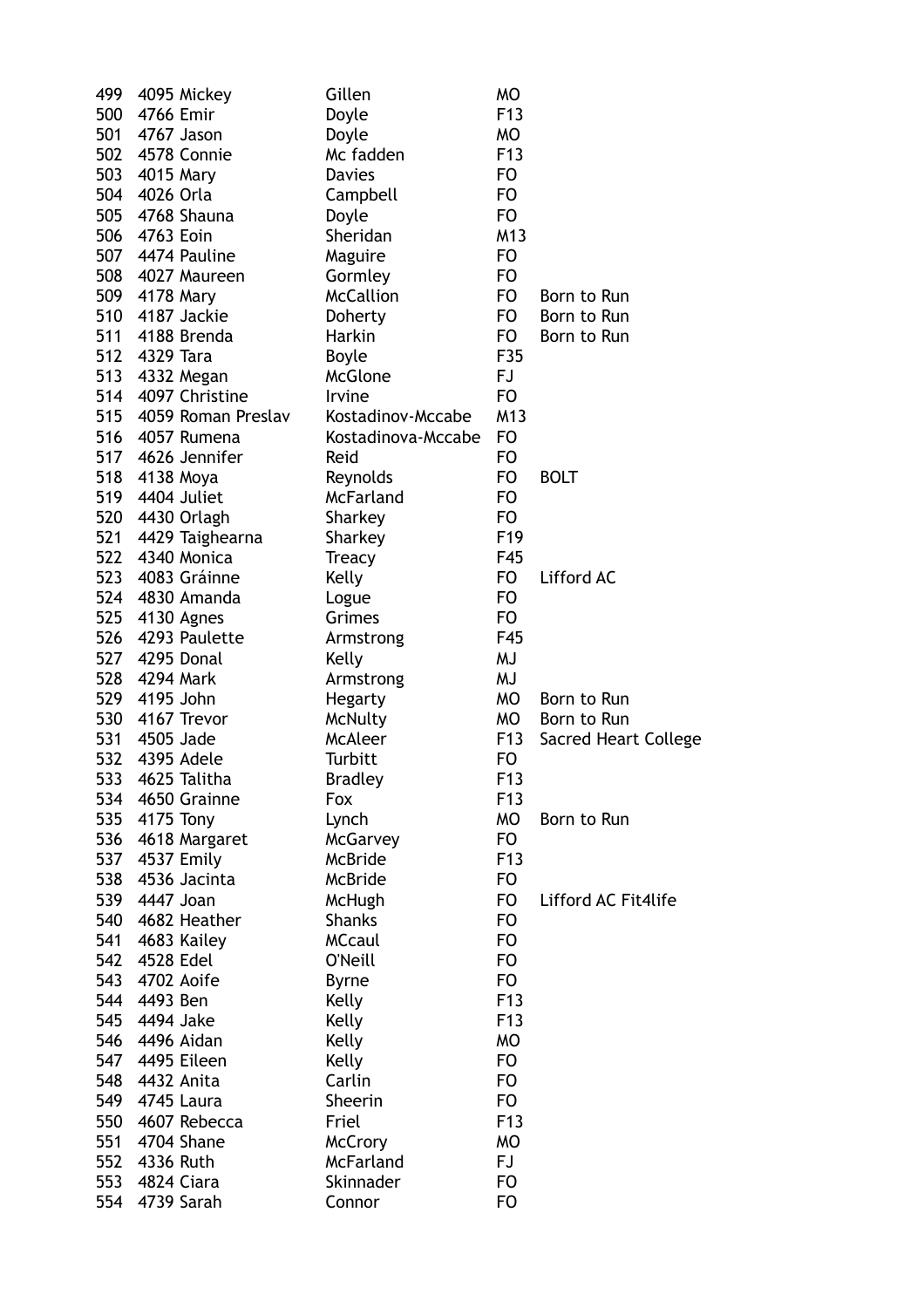| | | | | | |
|---|---|---|---|---|---|
| 499 | 4095 | Mickey | Gillen | MO | |
| 500 | 4766 | Emir | Doyle | F13 | |
| 501 | 4767 | Jason | Doyle | MO | |
| 502 | 4578 | Connie | Mc fadden | F13 | |
| 503 | 4015 | Mary | Davies | FO | |
| 504 | 4026 | Orla | Campbell | FO | |
| 505 | 4768 | Shauna | Doyle | FO | |
| 506 | 4763 | Eoin | Sheridan | M13 | |
| 507 | 4474 | Pauline | Maguire | FO | |
| 508 | 4027 | Maureen | Gormley | FO | |
| 509 | 4178 | Mary | McCallion | FO | Born to Run |
| 510 | 4187 | Jackie | Doherty | FO | Born to Run |
| 511 | 4188 | Brenda | Harkin | FO | Born to Run |
| 512 | 4329 | Tara | Boyle | F35 | |
| 513 | 4332 | Megan | McGlone | FJ | |
| 514 | 4097 | Christine | Irvine | FO | |
| 515 | 4059 | Roman Preslav | Kostadinov-Mccabe | M13 | |
| 516 | 4057 | Rumena | Kostadinova-Mccabe | FO | |
| 517 | 4626 | Jennifer | Reid | FO | |
| 518 | 4138 | Moya | Reynolds | FO | BOLT |
| 519 | 4404 | Juliet | McFarland | FO | |
| 520 | 4430 | Orlagh | Sharkey | FO | |
| 521 | 4429 | Taighearna | Sharkey | F19 | |
| 522 | 4340 | Monica | Treacy | F45 | |
| 523 | 4083 | Gráinne | Kelly | FO | Lifford AC |
| 524 | 4830 | Amanda | Logue | FO | |
| 525 | 4130 | Agnes | Grimes | FO | |
| 526 | 4293 | Paulette | Armstrong | F45 | |
| 527 | 4295 | Donal | Kelly | MJ | |
| 528 | 4294 | Mark | Armstrong | MJ | |
| 529 | 4195 | John | Hegarty | MO | Born to Run |
| 530 | 4167 | Trevor | McNulty | MO | Born to Run |
| 531 | 4505 | Jade | McAleer | F13 | Sacred Heart College |
| 532 | 4395 | Adele | Turbitt | FO | |
| 533 | 4625 | Talitha | Bradley | F13 | |
| 534 | 4650 | Grainne | Fox | F13 | |
| 535 | 4175 | Tony | Lynch | MO | Born to Run |
| 536 | 4618 | Margaret | McGarvey | FO | |
| 537 | 4537 | Emily | McBride | F13 | |
| 538 | 4536 | Jacinta | McBride | FO | |
| 539 | 4447 | Joan | McHugh | FO | Lifford AC Fit4life |
| 540 | 4682 | Heather | Shanks | FO | |
| 541 | 4683 | Kailey | MCcaul | FO | |
| 542 | 4528 | Edel | O'Neill | FO | |
| 543 | 4702 | Aoife | Byrne | FO | |
| 544 | 4493 | Ben | Kelly | F13 | |
| 545 | 4494 | Jake | Kelly | F13 | |
| 546 | 4496 | Aidan | Kelly | MO | |
| 547 | 4495 | Eileen | Kelly | FO | |
| 548 | 4432 | Anita | Carlin | FO | |
| 549 | 4745 | Laura | Sheerin | FO | |
| 550 | 4607 | Rebecca | Friel | F13 | |
| 551 | 4704 | Shane | McCrory | MO | |
| 552 | 4336 | Ruth | McFarland | FJ | |
| 553 | 4824 | Ciara | Skinnader | FO | |
| 554 | 4739 | Sarah | Connor | FO | |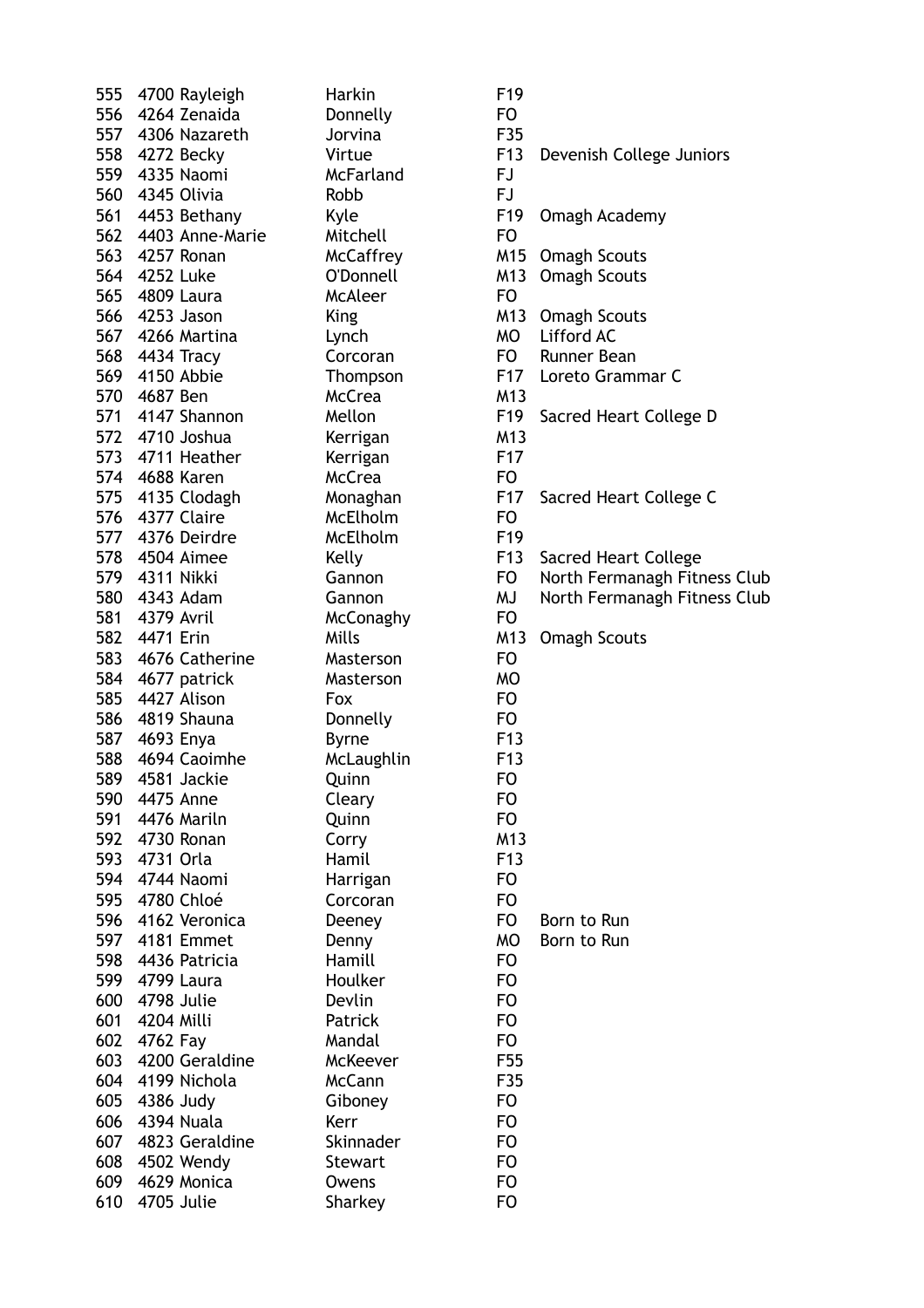| | | | | | |
|---|---|---|---|---|---|
| 555 | 4700 | Rayleigh | Harkin | F19 | |
| 556 | 4264 | Zenaida | Donnelly | FO | |
| 557 | 4306 | Nazareth | Jorvina | F35 | |
| 558 | 4272 | Becky | Virtue | F13 | Devenish College Juniors |
| 559 | 4335 | Naomi | McFarland | FJ | |
| 560 | 4345 | Olivia | Robb | FJ | |
| 561 | 4453 | Bethany | Kyle | F19 | Omagh Academy |
| 562 | 4403 | Anne-Marie | Mitchell | FO | |
| 563 | 4257 | Ronan | McCaffrey | M15 | Omagh Scouts |
| 564 | 4252 | Luke | O'Donnell | M13 | Omagh Scouts |
| 565 | 4809 | Laura | McAleer | FO | |
| 566 | 4253 | Jason | King | M13 | Omagh Scouts |
| 567 | 4266 | Martina | Lynch | MO | Lifford AC |
| 568 | 4434 | Tracy | Corcoran | FO | Runner Bean |
| 569 | 4150 | Abbie | Thompson | F17 | Loreto Grammar C |
| 570 | 4687 | Ben | McCrea | M13 | |
| 571 | 4147 | Shannon | Mellon | F19 | Sacred Heart College D |
| 572 | 4710 | Joshua | Kerrigan | M13 | |
| 573 | 4711 | Heather | Kerrigan | F17 | |
| 574 | 4688 | Karen | McCrea | FO | |
| 575 | 4135 | Clodagh | Monaghan | F17 | Sacred Heart College C |
| 576 | 4377 | Claire | McElholm | FO | |
| 577 | 4376 | Deirdre | McElholm | F19 | |
| 578 | 4504 | Aimee | Kelly | F13 | Sacred Heart College |
| 579 | 4311 | Nikki | Gannon | FO | North Fermanagh Fitness Club |
| 580 | 4343 | Adam | Gannon | MJ | North Fermanagh Fitness Club |
| 581 | 4379 | Avril | McConaghy | FO | |
| 582 | 4471 | Erin | Mills | M13 | Omagh Scouts |
| 583 | 4676 | Catherine | Masterson | FO | |
| 584 | 4677 | patrick | Masterson | MO | |
| 585 | 4427 | Alison | Fox | FO | |
| 586 | 4819 | Shauna | Donnelly | FO | |
| 587 | 4693 | Enya | Byrne | F13 | |
| 588 | 4694 | Caoimhe | McLaughlin | F13 | |
| 589 | 4581 | Jackie | Quinn | FO | |
| 590 | 4475 | Anne | Cleary | FO | |
| 591 | 4476 | Mariln | Quinn | FO | |
| 592 | 4730 | Ronan | Corry | M13 | |
| 593 | 4731 | Orla | Hamil | F13 | |
| 594 | 4744 | Naomi | Harrigan | FO | |
| 595 | 4780 | Chloé | Corcoran | FO | |
| 596 | 4162 | Veronica | Deeney | FO | Born to Run |
| 597 | 4181 | Emmet | Denny | MO | Born to Run |
| 598 | 4436 | Patricia | Hamill | FO | |
| 599 | 4799 | Laura | Houlker | FO | |
| 600 | 4798 | Julie | Devlin | FO | |
| 601 | 4204 | Milli | Patrick | FO | |
| 602 | 4762 | Fay | Mandal | FO | |
| 603 | 4200 | Geraldine | McKeever | F55 | |
| 604 | 4199 | Nichola | McCann | F35 | |
| 605 | 4386 | Judy | Giboney | FO | |
| 606 | 4394 | Nuala | Kerr | FO | |
| 607 | 4823 | Geraldine | Skinnader | FO | |
| 608 | 4502 | Wendy | Stewart | FO | |
| 609 | 4629 | Monica | Owens | FO | |
| 610 | 4705 | Julie | Sharkey | FO | |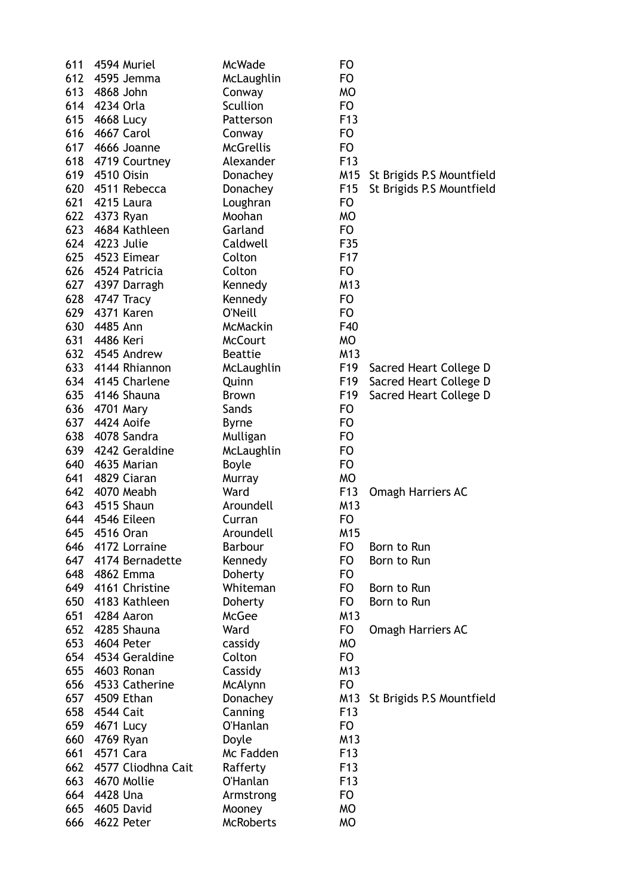| | | | | | |
|---|---|---|---|---|---|
| 611 | 4594 | Muriel | McWade | FO | |
| 612 | 4595 | Jemma | McLaughlin | FO | |
| 613 | 4868 | John | Conway | MO | |
| 614 | 4234 | Orla | Scullion | FO | |
| 615 | 4668 | Lucy | Patterson | F13 | |
| 616 | 4667 | Carol | Conway | FO | |
| 617 | 4666 | Joanne | McGrellis | FO | |
| 618 | 4719 | Courtney | Alexander | F13 | |
| 619 | 4510 | Oisin | Donachey | M15 | St Brigids P.S Mountfield |
| 620 | 4511 | Rebecca | Donachey | F15 | St Brigids P.S Mountfield |
| 621 | 4215 | Laura | Loughran | FO | |
| 622 | 4373 | Ryan | Moohan | MO | |
| 623 | 4684 | Kathleen | Garland | FO | |
| 624 | 4223 | Julie | Caldwell | F35 | |
| 625 | 4523 | Eimear | Colton | F17 | |
| 626 | 4524 | Patricia | Colton | FO | |
| 627 | 4397 | Darragh | Kennedy | M13 | |
| 628 | 4747 | Tracy | Kennedy | FO | |
| 629 | 4371 | Karen | O'Neill | FO | |
| 630 | 4485 | Ann | McMackin | F40 | |
| 631 | 4486 | Keri | McCourt | MO | |
| 632 | 4545 | Andrew | Beattie | M13 | |
| 633 | 4144 | Rhiannon | McLaughlin | F19 | Sacred Heart College D |
| 634 | 4145 | Charlene | Quinn | F19 | Sacred Heart College D |
| 635 | 4146 | Shauna | Brown | F19 | Sacred Heart College D |
| 636 | 4701 | Mary | Sands | FO | |
| 637 | 4424 | Aoife | Byrne | FO | |
| 638 | 4078 | Sandra | Mulligan | FO | |
| 639 | 4242 | Geraldine | McLaughlin | FO | |
| 640 | 4635 | Marian | Boyle | FO | |
| 641 | 4829 | Ciaran | Murray | MO | |
| 642 | 4070 | Meabh | Ward | F13 | Omagh Harriers AC |
| 643 | 4515 | Shaun | Aroundell | M13 | |
| 644 | 4546 | Eileen | Curran | FO | |
| 645 | 4516 | Oran | Aroundell | M15 | |
| 646 | 4172 | Lorraine | Barbour | FO | Born to Run |
| 647 | 4174 | Bernadette | Kennedy | FO | Born to Run |
| 648 | 4862 | Emma | Doherty | FO | |
| 649 | 4161 | Christine | Whiteman | FO | Born to Run |
| 650 | 4183 | Kathleen | Doherty | FO | Born to Run |
| 651 | 4284 | Aaron | McGee | M13 | |
| 652 | 4285 | Shauna | Ward | FO | Omagh Harriers AC |
| 653 | 4604 | Peter | cassidy | MO | |
| 654 | 4534 | Geraldine | Colton | FO | |
| 655 | 4603 | Ronan | Cassidy | M13 | |
| 656 | 4533 | Catherine | McAlynn | FO | |
| 657 | 4509 | Ethan | Donachey | M13 | St Brigids P.S Mountfield |
| 658 | 4544 | Cait | Canning | F13 | |
| 659 | 4671 | Lucy | O'Hanlan | FO | |
| 660 | 4769 | Ryan | Doyle | M13 | |
| 661 | 4571 | Cara | Mc Fadden | F13 | |
| 662 | 4577 | Cliodhna Cait | Rafferty | F13 | |
| 663 | 4670 | Mollie | O'Hanlan | F13 | |
| 664 | 4428 | Una | Armstrong | FO | |
| 665 | 4605 | David | Mooney | MO | |
| 666 | 4622 | Peter | McRoberts | MO | |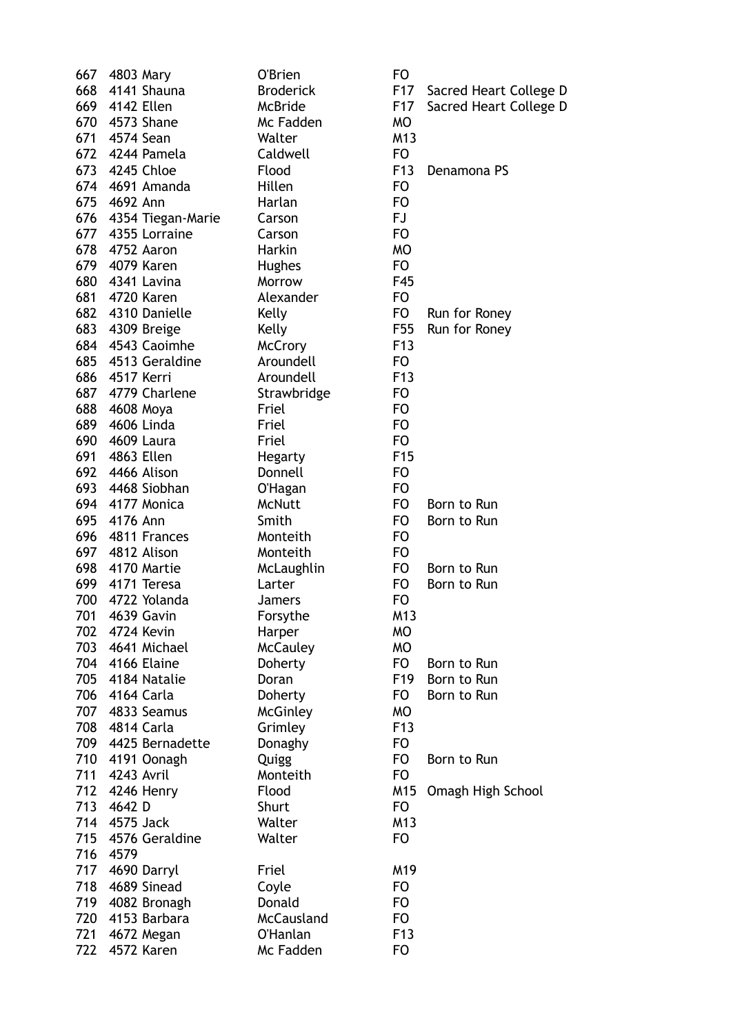| | | | | | |
|---|---|---|---|---|---|
| 667 | 4803 | Mary | O'Brien | FO | |
| 668 | 4141 | Shauna | Broderick | F17 | Sacred Heart College D |
| 669 | 4142 | Ellen | McBride | F17 | Sacred Heart College D |
| 670 | 4573 | Shane | Mc Fadden | MO | |
| 671 | 4574 | Sean | Walter | M13 | |
| 672 | 4244 | Pamela | Caldwell | FO | |
| 673 | 4245 | Chloe | Flood | F13 | Denamona PS |
| 674 | 4691 | Amanda | Hillen | FO | |
| 675 | 4692 | Ann | Harlan | FO | |
| 676 | 4354 | Tiegan-Marie | Carson | FJ | |
| 677 | 4355 | Lorraine | Carson | FO | |
| 678 | 4752 | Aaron | Harkin | MO | |
| 679 | 4079 | Karen | Hughes | FO | |
| 680 | 4341 | Lavina | Morrow | F45 | |
| 681 | 4720 | Karen | Alexander | FO | |
| 682 | 4310 | Danielle | Kelly | FO | Run for Roney |
| 683 | 4309 | Breige | Kelly | F55 | Run for Roney |
| 684 | 4543 | Caoimhe | McCrory | F13 | |
| 685 | 4513 | Geraldine | Aroundell | FO | |
| 686 | 4517 | Kerri | Aroundell | F13 | |
| 687 | 4779 | Charlene | Strawbridge | FO | |
| 688 | 4608 | Moya | Friel | FO | |
| 689 | 4606 | Linda | Friel | FO | |
| 690 | 4609 | Laura | Friel | FO | |
| 691 | 4863 | Ellen | Hegarty | F15 | |
| 692 | 4466 | Alison | Donnell | FO | |
| 693 | 4468 | Siobhan | O'Hagan | FO | |
| 694 | 4177 | Monica | McNutt | FO | Born to Run |
| 695 | 4176 | Ann | Smith | FO | Born to Run |
| 696 | 4811 | Frances | Monteith | FO | |
| 697 | 4812 | Alison | Monteith | FO | |
| 698 | 4170 | Martie | McLaughlin | FO | Born to Run |
| 699 | 4171 | Teresa | Larter | FO | Born to Run |
| 700 | 4722 | Yolanda | Jamers | FO | |
| 701 | 4639 | Gavin | Forsythe | M13 | |
| 702 | 4724 | Kevin | Harper | MO | |
| 703 | 4641 | Michael | McCauley | MO | |
| 704 | 4166 | Elaine | Doherty | FO | Born to Run |
| 705 | 4184 | Natalie | Doran | F19 | Born to Run |
| 706 | 4164 | Carla | Doherty | FO | Born to Run |
| 707 | 4833 | Seamus | McGinley | MO | |
| 708 | 4814 | Carla | Grimley | F13 | |
| 709 | 4425 | Bernadette | Donaghy | FO | |
| 710 | 4191 | Oonagh | Quigg | FO | Born to Run |
| 711 | 4243 | Avril | Monteith | FO | |
| 712 | 4246 | Henry | Flood | M15 | Omagh High School |
| 713 | 4642 | D | Shurt | FO | |
| 714 | 4575 | Jack | Walter | M13 | |
| 715 | 4576 | Geraldine | Walter | FO | |
| 716 | 4579 | | | | |
| 717 | 4690 | Darryl | Friel | M19 | |
| 718 | 4689 | Sinead | Coyle | FO | |
| 719 | 4082 | Bronagh | Donald | FO | |
| 720 | 4153 | Barbara | McCausland | FO | |
| 721 | 4672 | Megan | O'Hanlan | F13 | |
| 722 | 4572 | Karen | Mc Fadden | FO | |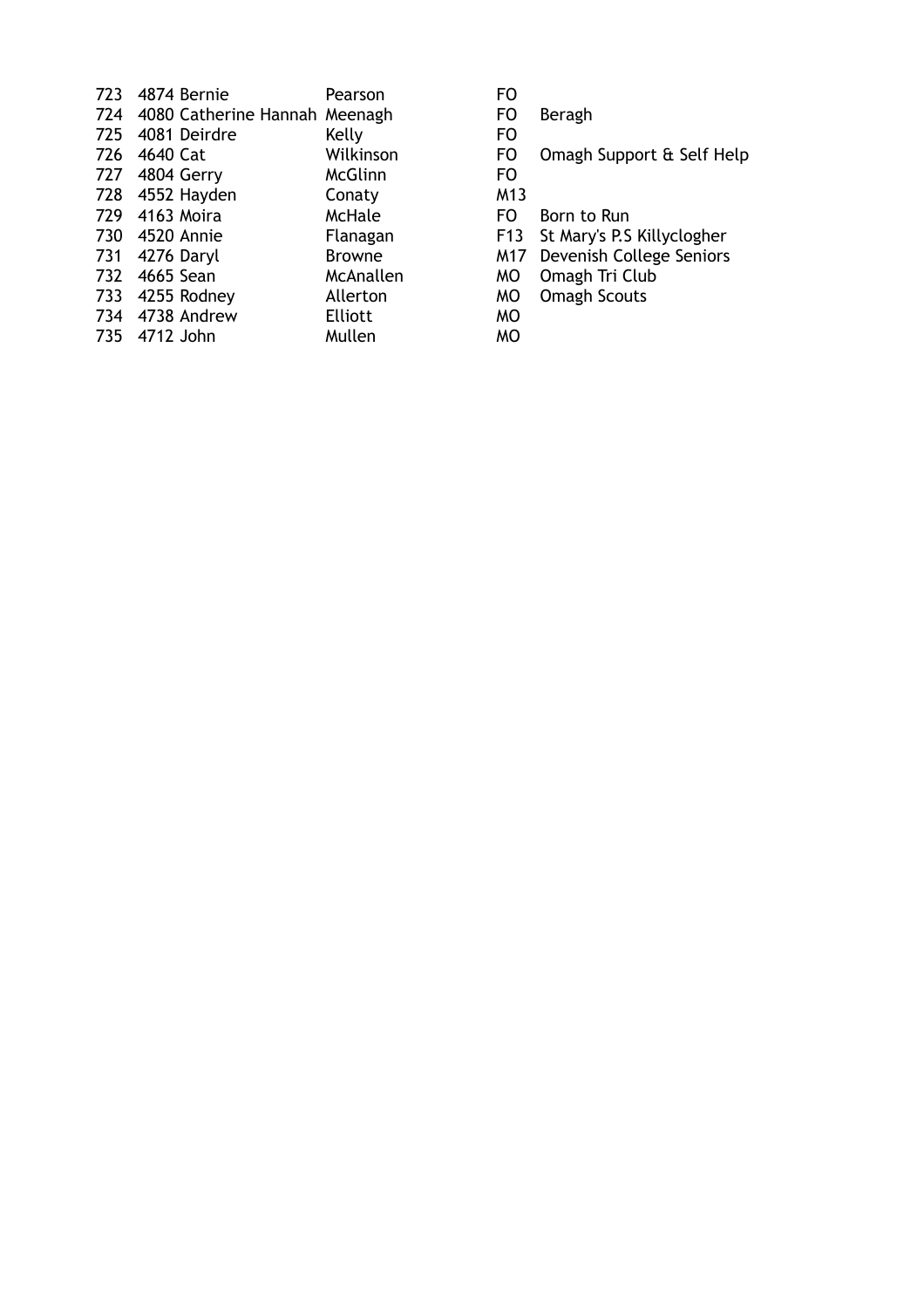| | | | | | |
|---|---|---|---|---|---|
| 723 | 4874 | Bernie | Pearson | FO | |
| 724 | 4080 | Catherine Hannah | Meenagh | FO | Beragh |
| 725 | 4081 | Deirdre | Kelly | FO | |
| 726 | 4640 | Cat | Wilkinson | FO | Omagh Support & Self Help |
| 727 | 4804 | Gerry | McGlinn | FO | |
| 728 | 4552 | Hayden | Conaty | M13 | |
| 729 | 4163 | Moira | McHale | FO | Born to Run |
| 730 | 4520 | Annie | Flanagan | F13 | St Mary's P.S Killyclogher |
| 731 | 4276 | Daryl | Browne | M17 | Devenish College Seniors |
| 732 | 4665 | Sean | McAnallen | MO | Omagh Tri Club |
| 733 | 4255 | Rodney | Allerton | MO | Omagh Scouts |
| 734 | 4738 | Andrew | Elliott | MO | |
| 735 | 4712 | John | Mullen | MO | |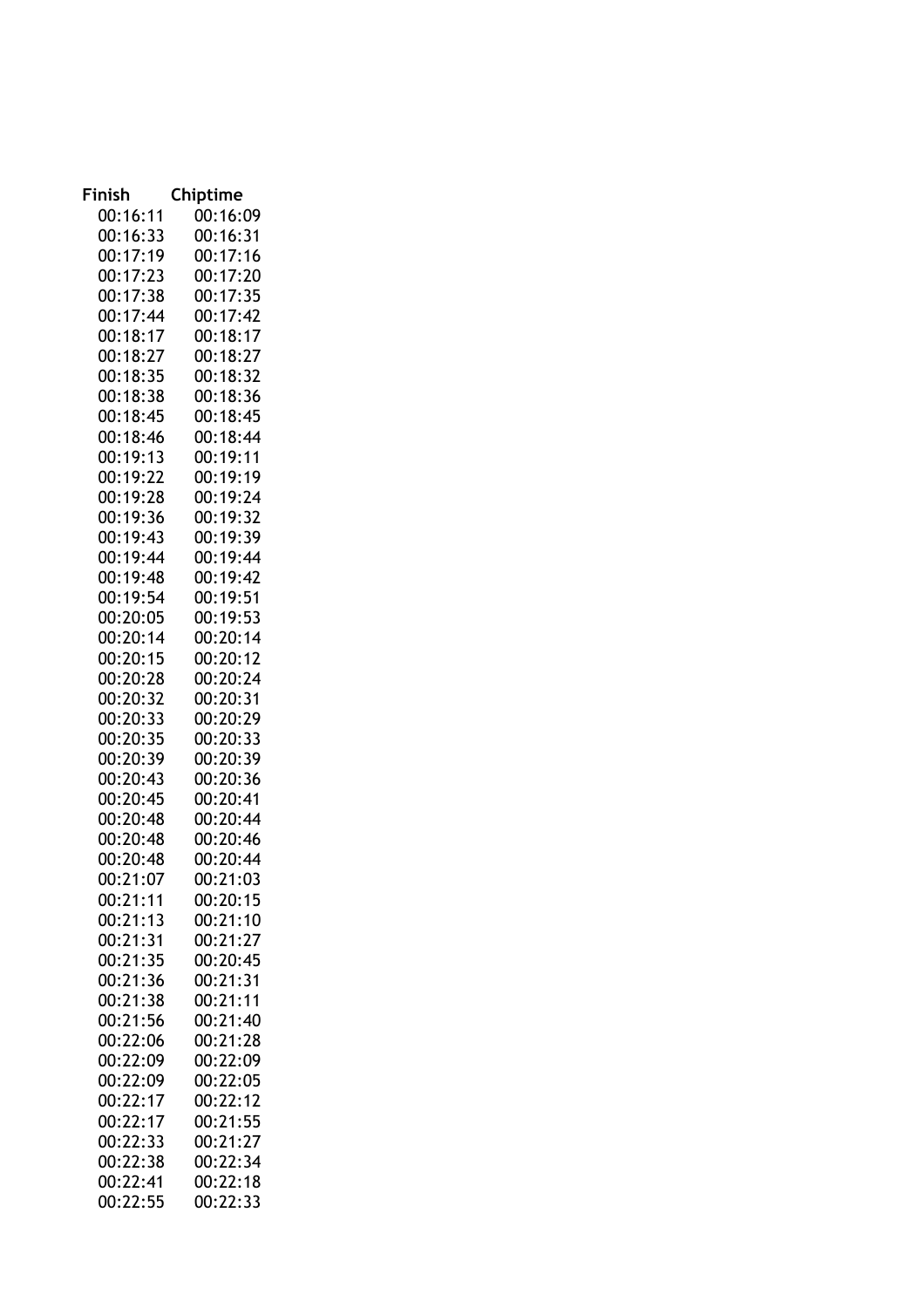| Finish | Chiptime |
| --- | --- |
| 00:16:11 | 00:16:09 |
| 00:16:33 | 00:16:31 |
| 00:17:19 | 00:17:16 |
| 00:17:23 | 00:17:20 |
| 00:17:38 | 00:17:35 |
| 00:17:44 | 00:17:42 |
| 00:18:17 | 00:18:17 |
| 00:18:27 | 00:18:27 |
| 00:18:35 | 00:18:32 |
| 00:18:38 | 00:18:36 |
| 00:18:45 | 00:18:45 |
| 00:18:46 | 00:18:44 |
| 00:19:13 | 00:19:11 |
| 00:19:22 | 00:19:19 |
| 00:19:28 | 00:19:24 |
| 00:19:36 | 00:19:32 |
| 00:19:43 | 00:19:39 |
| 00:19:44 | 00:19:44 |
| 00:19:48 | 00:19:42 |
| 00:19:54 | 00:19:51 |
| 00:20:05 | 00:19:53 |
| 00:20:14 | 00:20:14 |
| 00:20:15 | 00:20:12 |
| 00:20:28 | 00:20:24 |
| 00:20:32 | 00:20:31 |
| 00:20:33 | 00:20:29 |
| 00:20:35 | 00:20:33 |
| 00:20:39 | 00:20:39 |
| 00:20:43 | 00:20:36 |
| 00:20:45 | 00:20:41 |
| 00:20:48 | 00:20:44 |
| 00:20:48 | 00:20:46 |
| 00:20:48 | 00:20:44 |
| 00:21:07 | 00:21:03 |
| 00:21:11 | 00:20:15 |
| 00:21:13 | 00:21:10 |
| 00:21:31 | 00:21:27 |
| 00:21:35 | 00:20:45 |
| 00:21:36 | 00:21:31 |
| 00:21:38 | 00:21:11 |
| 00:21:56 | 00:21:40 |
| 00:22:06 | 00:21:28 |
| 00:22:09 | 00:22:09 |
| 00:22:09 | 00:22:05 |
| 00:22:17 | 00:22:12 |
| 00:22:17 | 00:21:55 |
| 00:22:33 | 00:21:27 |
| 00:22:38 | 00:22:34 |
| 00:22:41 | 00:22:18 |
| 00:22:55 | 00:22:33 |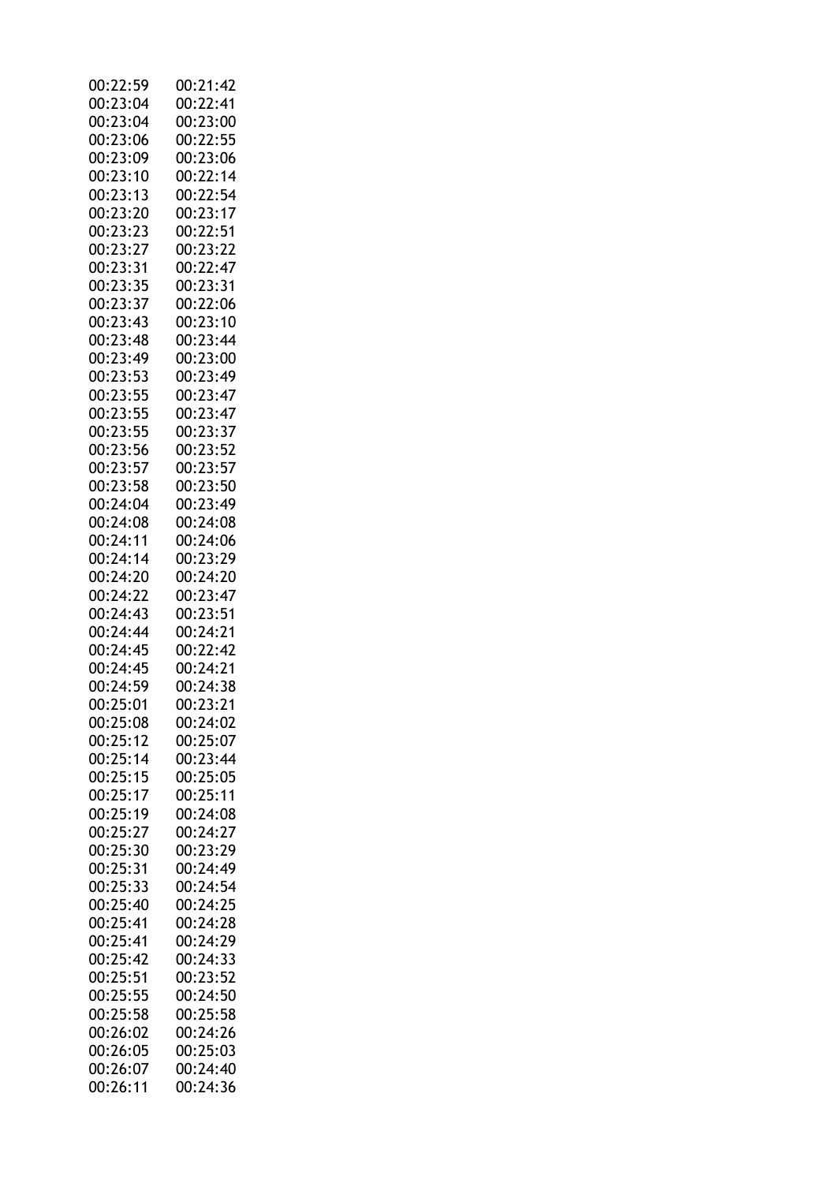| | |
|---|---|
| 00:22:59 | 00:21:42 |
| 00:23:04 | 00:22:41 |
| 00:23:04 | 00:23:00 |
| 00:23:06 | 00:22:55 |
| 00:23:09 | 00:23:06 |
| 00:23:10 | 00:22:14 |
| 00:23:13 | 00:22:54 |
| 00:23:20 | 00:23:17 |
| 00:23:23 | 00:22:51 |
| 00:23:27 | 00:23:22 |
| 00:23:31 | 00:22:47 |
| 00:23:35 | 00:23:31 |
| 00:23:37 | 00:22:06 |
| 00:23:43 | 00:23:10 |
| 00:23:48 | 00:23:44 |
| 00:23:49 | 00:23:00 |
| 00:23:53 | 00:23:49 |
| 00:23:55 | 00:23:47 |
| 00:23:55 | 00:23:47 |
| 00:23:55 | 00:23:37 |
| 00:23:56 | 00:23:52 |
| 00:23:57 | 00:23:57 |
| 00:23:58 | 00:23:50 |
| 00:24:04 | 00:23:49 |
| 00:24:08 | 00:24:08 |
| 00:24:11 | 00:24:06 |
| 00:24:14 | 00:23:29 |
| 00:24:20 | 00:24:20 |
| 00:24:22 | 00:23:47 |
| 00:24:43 | 00:23:51 |
| 00:24:44 | 00:24:21 |
| 00:24:45 | 00:22:42 |
| 00:24:45 | 00:24:21 |
| 00:24:59 | 00:24:38 |
| 00:25:01 | 00:23:21 |
| 00:25:08 | 00:24:02 |
| 00:25:12 | 00:25:07 |
| 00:25:14 | 00:23:44 |
| 00:25:15 | 00:25:05 |
| 00:25:17 | 00:25:11 |
| 00:25:19 | 00:24:08 |
| 00:25:27 | 00:24:27 |
| 00:25:30 | 00:23:29 |
| 00:25:31 | 00:24:49 |
| 00:25:33 | 00:24:54 |
| 00:25:40 | 00:24:25 |
| 00:25:41 | 00:24:28 |
| 00:25:41 | 00:24:29 |
| 00:25:42 | 00:24:33 |
| 00:25:51 | 00:23:52 |
| 00:25:55 | 00:24:50 |
| 00:25:58 | 00:25:58 |
| 00:26:02 | 00:24:26 |
| 00:26:05 | 00:25:03 |
| 00:26:07 | 00:24:40 |
| 00:26:11 | 00:24:36 |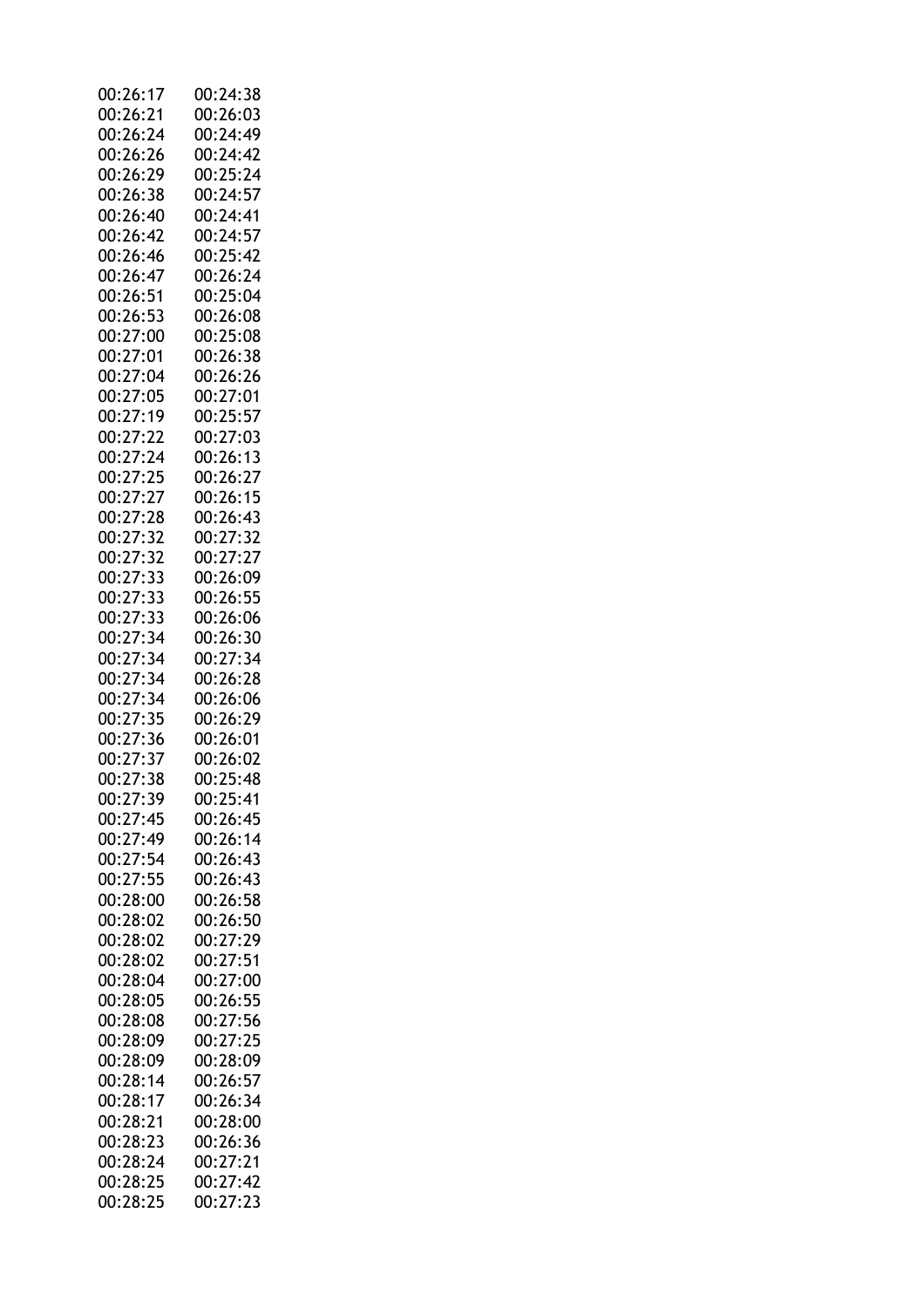| | |
|---|---|
| 00:26:17 | 00:24:38 |
| 00:26:21 | 00:26:03 |
| 00:26:24 | 00:24:49 |
| 00:26:26 | 00:24:42 |
| 00:26:29 | 00:25:24 |
| 00:26:38 | 00:24:57 |
| 00:26:40 | 00:24:41 |
| 00:26:42 | 00:24:57 |
| 00:26:46 | 00:25:42 |
| 00:26:47 | 00:26:24 |
| 00:26:51 | 00:25:04 |
| 00:26:53 | 00:26:08 |
| 00:27:00 | 00:25:08 |
| 00:27:01 | 00:26:38 |
| 00:27:04 | 00:26:26 |
| 00:27:05 | 00:27:01 |
| 00:27:19 | 00:25:57 |
| 00:27:22 | 00:27:03 |
| 00:27:24 | 00:26:13 |
| 00:27:25 | 00:26:27 |
| 00:27:27 | 00:26:15 |
| 00:27:28 | 00:26:43 |
| 00:27:32 | 00:27:32 |
| 00:27:32 | 00:27:27 |
| 00:27:33 | 00:26:09 |
| 00:27:33 | 00:26:55 |
| 00:27:33 | 00:26:06 |
| 00:27:34 | 00:26:30 |
| 00:27:34 | 00:27:34 |
| 00:27:34 | 00:26:28 |
| 00:27:34 | 00:26:06 |
| 00:27:35 | 00:26:29 |
| 00:27:36 | 00:26:01 |
| 00:27:37 | 00:26:02 |
| 00:27:38 | 00:25:48 |
| 00:27:39 | 00:25:41 |
| 00:27:45 | 00:26:45 |
| 00:27:49 | 00:26:14 |
| 00:27:54 | 00:26:43 |
| 00:27:55 | 00:26:43 |
| 00:28:00 | 00:26:58 |
| 00:28:02 | 00:26:50 |
| 00:28:02 | 00:27:29 |
| 00:28:02 | 00:27:51 |
| 00:28:04 | 00:27:00 |
| 00:28:05 | 00:26:55 |
| 00:28:08 | 00:27:56 |
| 00:28:09 | 00:27:25 |
| 00:28:09 | 00:28:09 |
| 00:28:14 | 00:26:57 |
| 00:28:17 | 00:26:34 |
| 00:28:21 | 00:28:00 |
| 00:28:23 | 00:26:36 |
| 00:28:24 | 00:27:21 |
| 00:28:25 | 00:27:42 |
| 00:28:25 | 00:27:23 |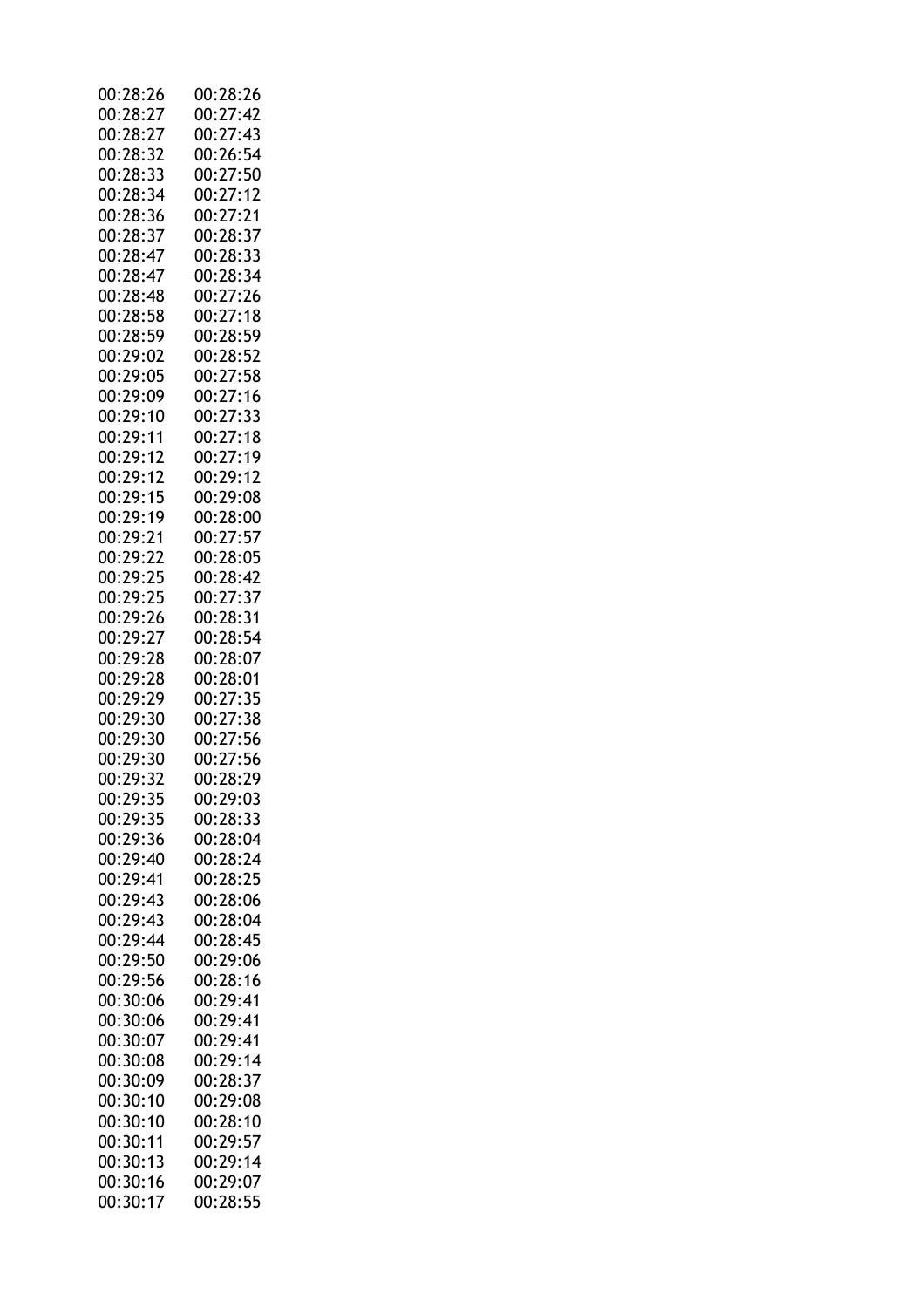| | |
|---|---|
| 00:28:26 | 00:28:26 |
| 00:28:27 | 00:27:42 |
| 00:28:27 | 00:27:43 |
| 00:28:32 | 00:26:54 |
| 00:28:33 | 00:27:50 |
| 00:28:34 | 00:27:12 |
| 00:28:36 | 00:27:21 |
| 00:28:37 | 00:28:37 |
| 00:28:47 | 00:28:33 |
| 00:28:47 | 00:28:34 |
| 00:28:48 | 00:27:26 |
| 00:28:58 | 00:27:18 |
| 00:28:59 | 00:28:59 |
| 00:29:02 | 00:28:52 |
| 00:29:05 | 00:27:58 |
| 00:29:09 | 00:27:16 |
| 00:29:10 | 00:27:33 |
| 00:29:11 | 00:27:18 |
| 00:29:12 | 00:27:19 |
| 00:29:12 | 00:29:12 |
| 00:29:15 | 00:29:08 |
| 00:29:19 | 00:28:00 |
| 00:29:21 | 00:27:57 |
| 00:29:22 | 00:28:05 |
| 00:29:25 | 00:28:42 |
| 00:29:25 | 00:27:37 |
| 00:29:26 | 00:28:31 |
| 00:29:27 | 00:28:54 |
| 00:29:28 | 00:28:07 |
| 00:29:28 | 00:28:01 |
| 00:29:29 | 00:27:35 |
| 00:29:30 | 00:27:38 |
| 00:29:30 | 00:27:56 |
| 00:29:30 | 00:27:56 |
| 00:29:32 | 00:28:29 |
| 00:29:35 | 00:29:03 |
| 00:29:35 | 00:28:33 |
| 00:29:36 | 00:28:04 |
| 00:29:40 | 00:28:24 |
| 00:29:41 | 00:28:25 |
| 00:29:43 | 00:28:06 |
| 00:29:43 | 00:28:04 |
| 00:29:44 | 00:28:45 |
| 00:29:50 | 00:29:06 |
| 00:29:56 | 00:28:16 |
| 00:30:06 | 00:29:41 |
| 00:30:06 | 00:29:41 |
| 00:30:07 | 00:29:41 |
| 00:30:08 | 00:29:14 |
| 00:30:09 | 00:28:37 |
| 00:30:10 | 00:29:08 |
| 00:30:10 | 00:28:10 |
| 00:30:11 | 00:29:57 |
| 00:30:13 | 00:29:14 |
| 00:30:16 | 00:29:07 |
| 00:30:17 | 00:28:55 |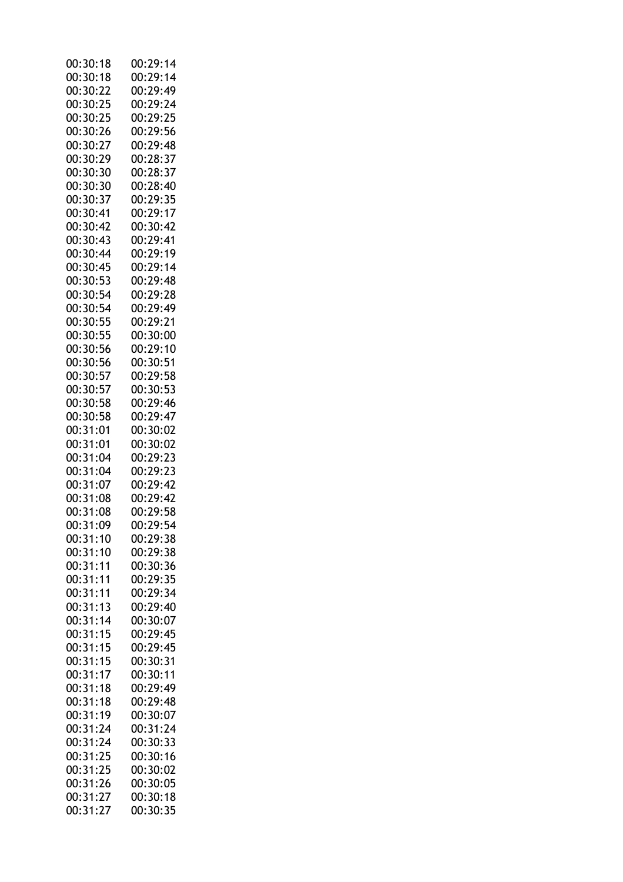| | |
|---|---|
| 00:30:18 | 00:29:14 |
| 00:30:18 | 00:29:14 |
| 00:30:22 | 00:29:49 |
| 00:30:25 | 00:29:24 |
| 00:30:25 | 00:29:25 |
| 00:30:26 | 00:29:56 |
| 00:30:27 | 00:29:48 |
| 00:30:29 | 00:28:37 |
| 00:30:30 | 00:28:37 |
| 00:30:30 | 00:28:40 |
| 00:30:37 | 00:29:35 |
| 00:30:41 | 00:29:17 |
| 00:30:42 | 00:30:42 |
| 00:30:43 | 00:29:41 |
| 00:30:44 | 00:29:19 |
| 00:30:45 | 00:29:14 |
| 00:30:53 | 00:29:48 |
| 00:30:54 | 00:29:28 |
| 00:30:54 | 00:29:49 |
| 00:30:55 | 00:29:21 |
| 00:30:55 | 00:30:00 |
| 00:30:56 | 00:29:10 |
| 00:30:56 | 00:30:51 |
| 00:30:57 | 00:29:58 |
| 00:30:57 | 00:30:53 |
| 00:30:58 | 00:29:46 |
| 00:30:58 | 00:29:47 |
| 00:31:01 | 00:30:02 |
| 00:31:01 | 00:30:02 |
| 00:31:04 | 00:29:23 |
| 00:31:04 | 00:29:23 |
| 00:31:07 | 00:29:42 |
| 00:31:08 | 00:29:42 |
| 00:31:08 | 00:29:58 |
| 00:31:09 | 00:29:54 |
| 00:31:10 | 00:29:38 |
| 00:31:10 | 00:29:38 |
| 00:31:11 | 00:30:36 |
| 00:31:11 | 00:29:35 |
| 00:31:11 | 00:29:34 |
| 00:31:13 | 00:29:40 |
| 00:31:14 | 00:30:07 |
| 00:31:15 | 00:29:45 |
| 00:31:15 | 00:29:45 |
| 00:31:15 | 00:30:31 |
| 00:31:17 | 00:30:11 |
| 00:31:18 | 00:29:49 |
| 00:31:18 | 00:29:48 |
| 00:31:19 | 00:30:07 |
| 00:31:24 | 00:31:24 |
| 00:31:24 | 00:30:33 |
| 00:31:25 | 00:30:16 |
| 00:31:25 | 00:30:02 |
| 00:31:26 | 00:30:05 |
| 00:31:27 | 00:30:18 |
| 00:31:27 | 00:30:35 |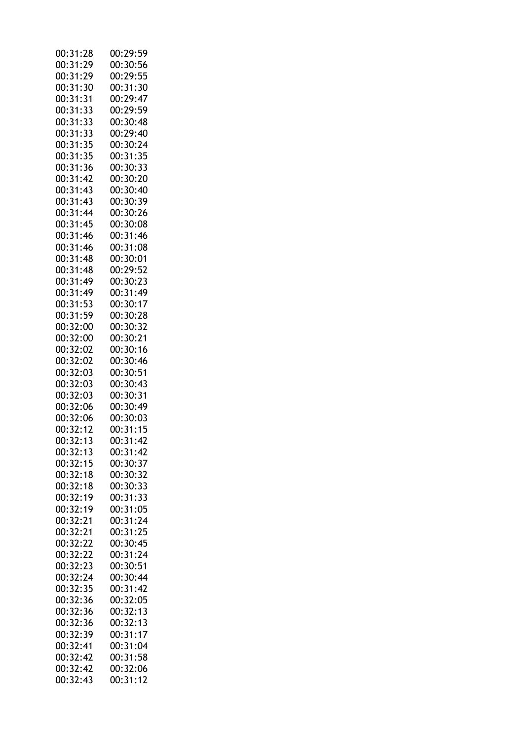| | |
|---|---|
| 00:31:28 | 00:29:59 |
| 00:31:29 | 00:30:56 |
| 00:31:29 | 00:29:55 |
| 00:31:30 | 00:31:30 |
| 00:31:31 | 00:29:47 |
| 00:31:33 | 00:29:59 |
| 00:31:33 | 00:30:48 |
| 00:31:33 | 00:29:40 |
| 00:31:35 | 00:30:24 |
| 00:31:35 | 00:31:35 |
| 00:31:36 | 00:30:33 |
| 00:31:42 | 00:30:20 |
| 00:31:43 | 00:30:40 |
| 00:31:43 | 00:30:39 |
| 00:31:44 | 00:30:26 |
| 00:31:45 | 00:30:08 |
| 00:31:46 | 00:31:46 |
| 00:31:46 | 00:31:08 |
| 00:31:48 | 00:30:01 |
| 00:31:48 | 00:29:52 |
| 00:31:49 | 00:30:23 |
| 00:31:49 | 00:31:49 |
| 00:31:53 | 00:30:17 |
| 00:31:59 | 00:30:28 |
| 00:32:00 | 00:30:32 |
| 00:32:00 | 00:30:21 |
| 00:32:02 | 00:30:16 |
| 00:32:02 | 00:30:46 |
| 00:32:03 | 00:30:51 |
| 00:32:03 | 00:30:43 |
| 00:32:03 | 00:30:31 |
| 00:32:06 | 00:30:49 |
| 00:32:06 | 00:30:03 |
| 00:32:12 | 00:31:15 |
| 00:32:13 | 00:31:42 |
| 00:32:13 | 00:31:42 |
| 00:32:15 | 00:30:37 |
| 00:32:18 | 00:30:32 |
| 00:32:18 | 00:30:33 |
| 00:32:19 | 00:31:33 |
| 00:32:19 | 00:31:05 |
| 00:32:21 | 00:31:24 |
| 00:32:21 | 00:31:25 |
| 00:32:22 | 00:30:45 |
| 00:32:22 | 00:31:24 |
| 00:32:23 | 00:30:51 |
| 00:32:24 | 00:30:44 |
| 00:32:35 | 00:31:42 |
| 00:32:36 | 00:32:05 |
| 00:32:36 | 00:32:13 |
| 00:32:36 | 00:32:13 |
| 00:32:39 | 00:31:17 |
| 00:32:41 | 00:31:04 |
| 00:32:42 | 00:31:58 |
| 00:32:42 | 00:32:06 |
| 00:32:43 | 00:31:12 |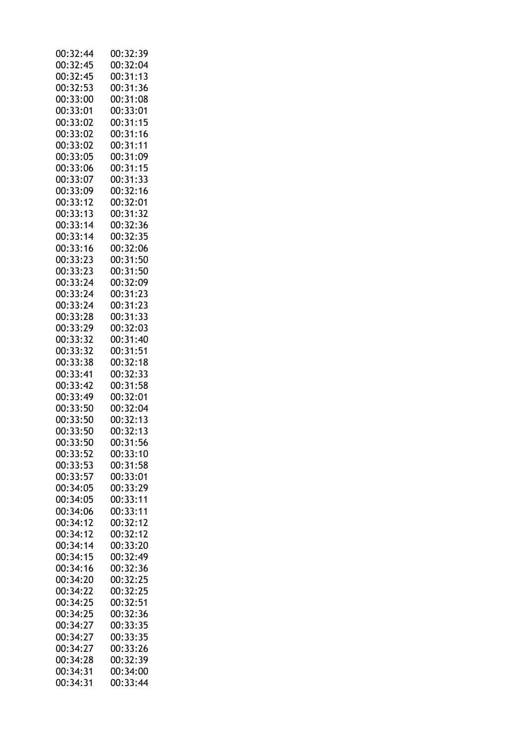| | |
|---|---|
| 00:32:44 | 00:32:39 |
| 00:32:45 | 00:32:04 |
| 00:32:45 | 00:31:13 |
| 00:32:53 | 00:31:36 |
| 00:33:00 | 00:31:08 |
| 00:33:01 | 00:33:01 |
| 00:33:02 | 00:31:15 |
| 00:33:02 | 00:31:16 |
| 00:33:02 | 00:31:11 |
| 00:33:05 | 00:31:09 |
| 00:33:06 | 00:31:15 |
| 00:33:07 | 00:31:33 |
| 00:33:09 | 00:32:16 |
| 00:33:12 | 00:32:01 |
| 00:33:13 | 00:31:32 |
| 00:33:14 | 00:32:36 |
| 00:33:14 | 00:32:35 |
| 00:33:16 | 00:32:06 |
| 00:33:23 | 00:31:50 |
| 00:33:23 | 00:31:50 |
| 00:33:24 | 00:32:09 |
| 00:33:24 | 00:31:23 |
| 00:33:24 | 00:31:23 |
| 00:33:28 | 00:31:33 |
| 00:33:29 | 00:32:03 |
| 00:33:32 | 00:31:40 |
| 00:33:32 | 00:31:51 |
| 00:33:38 | 00:32:18 |
| 00:33:41 | 00:32:33 |
| 00:33:42 | 00:31:58 |
| 00:33:49 | 00:32:01 |
| 00:33:50 | 00:32:04 |
| 00:33:50 | 00:32:13 |
| 00:33:50 | 00:32:13 |
| 00:33:50 | 00:31:56 |
| 00:33:52 | 00:33:10 |
| 00:33:53 | 00:31:58 |
| 00:33:57 | 00:33:01 |
| 00:34:05 | 00:33:29 |
| 00:34:05 | 00:33:11 |
| 00:34:06 | 00:33:11 |
| 00:34:12 | 00:32:12 |
| 00:34:12 | 00:32:12 |
| 00:34:14 | 00:33:20 |
| 00:34:15 | 00:32:49 |
| 00:34:16 | 00:32:36 |
| 00:34:20 | 00:32:25 |
| 00:34:22 | 00:32:25 |
| 00:34:25 | 00:32:51 |
| 00:34:25 | 00:32:36 |
| 00:34:27 | 00:33:35 |
| 00:34:27 | 00:33:35 |
| 00:34:27 | 00:33:26 |
| 00:34:28 | 00:32:39 |
| 00:34:31 | 00:34:00 |
| 00:34:31 | 00:33:44 |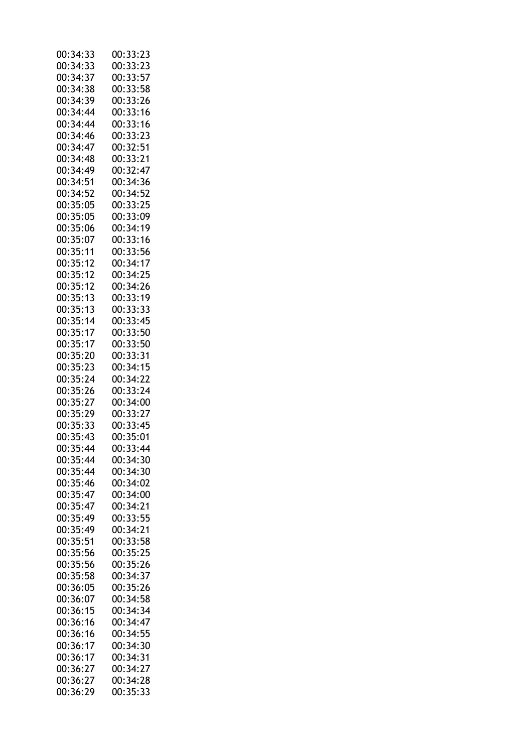| | |
|---|---|
| 00:34:33 | 00:33:23 |
| 00:34:33 | 00:33:23 |
| 00:34:37 | 00:33:57 |
| 00:34:38 | 00:33:58 |
| 00:34:39 | 00:33:26 |
| 00:34:44 | 00:33:16 |
| 00:34:44 | 00:33:16 |
| 00:34:46 | 00:33:23 |
| 00:34:47 | 00:32:51 |
| 00:34:48 | 00:33:21 |
| 00:34:49 | 00:32:47 |
| 00:34:51 | 00:34:36 |
| 00:34:52 | 00:34:52 |
| 00:35:05 | 00:33:25 |
| 00:35:05 | 00:33:09 |
| 00:35:06 | 00:34:19 |
| 00:35:07 | 00:33:16 |
| 00:35:11 | 00:33:56 |
| 00:35:12 | 00:34:17 |
| 00:35:12 | 00:34:25 |
| 00:35:12 | 00:34:26 |
| 00:35:13 | 00:33:19 |
| 00:35:13 | 00:33:33 |
| 00:35:14 | 00:33:45 |
| 00:35:17 | 00:33:50 |
| 00:35:17 | 00:33:50 |
| 00:35:20 | 00:33:31 |
| 00:35:23 | 00:34:15 |
| 00:35:24 | 00:34:22 |
| 00:35:26 | 00:33:24 |
| 00:35:27 | 00:34:00 |
| 00:35:29 | 00:33:27 |
| 00:35:33 | 00:33:45 |
| 00:35:43 | 00:35:01 |
| 00:35:44 | 00:33:44 |
| 00:35:44 | 00:34:30 |
| 00:35:44 | 00:34:30 |
| 00:35:46 | 00:34:02 |
| 00:35:47 | 00:34:00 |
| 00:35:47 | 00:34:21 |
| 00:35:49 | 00:33:55 |
| 00:35:49 | 00:34:21 |
| 00:35:51 | 00:33:58 |
| 00:35:56 | 00:35:25 |
| 00:35:56 | 00:35:26 |
| 00:35:58 | 00:34:37 |
| 00:36:05 | 00:35:26 |
| 00:36:07 | 00:34:58 |
| 00:36:15 | 00:34:34 |
| 00:36:16 | 00:34:47 |
| 00:36:16 | 00:34:55 |
| 00:36:17 | 00:34:30 |
| 00:36:17 | 00:34:31 |
| 00:36:27 | 00:34:27 |
| 00:36:27 | 00:34:28 |
| 00:36:29 | 00:35:33 |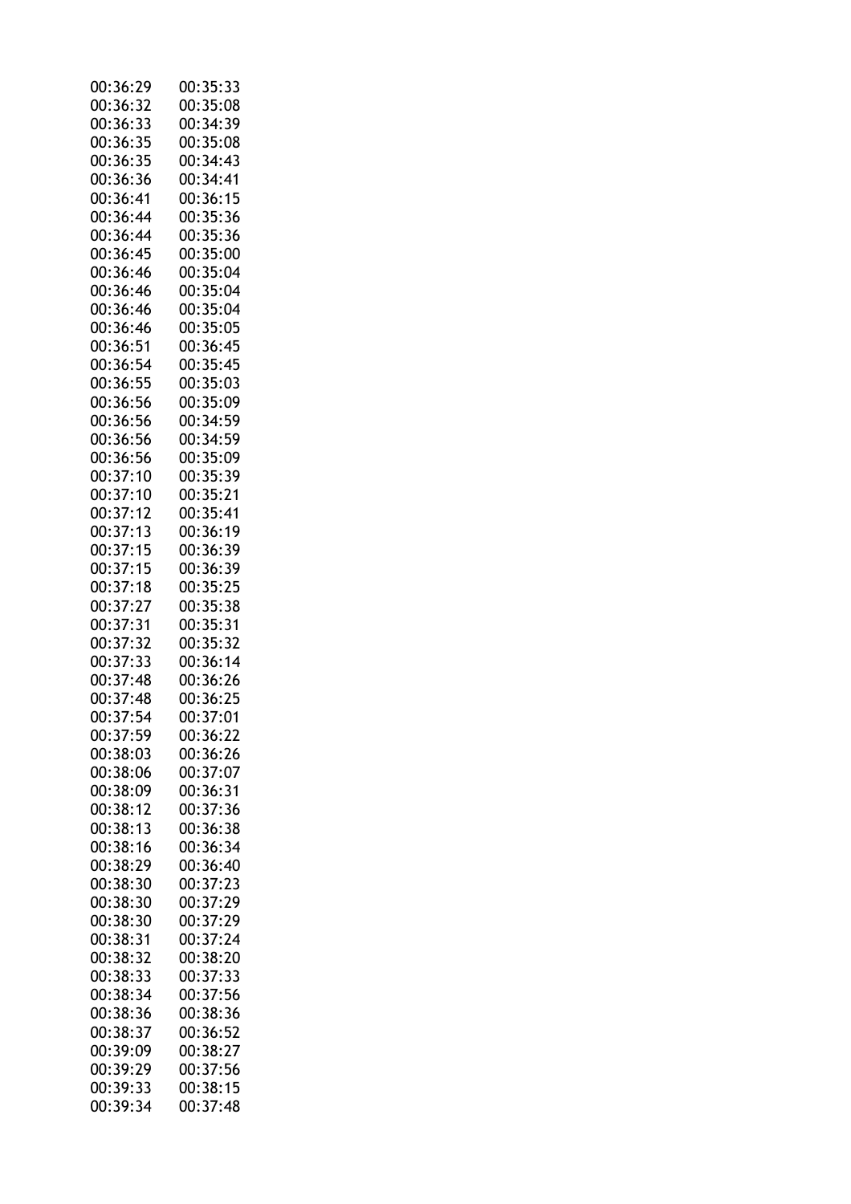| | |
|---|---|
| 00:36:29 | 00:35:33 |
| 00:36:32 | 00:35:08 |
| 00:36:33 | 00:34:39 |
| 00:36:35 | 00:35:08 |
| 00:36:35 | 00:34:43 |
| 00:36:36 | 00:34:41 |
| 00:36:41 | 00:36:15 |
| 00:36:44 | 00:35:36 |
| 00:36:44 | 00:35:36 |
| 00:36:45 | 00:35:00 |
| 00:36:46 | 00:35:04 |
| 00:36:46 | 00:35:04 |
| 00:36:46 | 00:35:04 |
| 00:36:46 | 00:35:05 |
| 00:36:51 | 00:36:45 |
| 00:36:54 | 00:35:45 |
| 00:36:55 | 00:35:03 |
| 00:36:56 | 00:35:09 |
| 00:36:56 | 00:34:59 |
| 00:36:56 | 00:34:59 |
| 00:36:56 | 00:35:09 |
| 00:37:10 | 00:35:39 |
| 00:37:10 | 00:35:21 |
| 00:37:12 | 00:35:41 |
| 00:37:13 | 00:36:19 |
| 00:37:15 | 00:36:39 |
| 00:37:15 | 00:36:39 |
| 00:37:18 | 00:35:25 |
| 00:37:27 | 00:35:38 |
| 00:37:31 | 00:35:31 |
| 00:37:32 | 00:35:32 |
| 00:37:33 | 00:36:14 |
| 00:37:48 | 00:36:26 |
| 00:37:48 | 00:36:25 |
| 00:37:54 | 00:37:01 |
| 00:37:59 | 00:36:22 |
| 00:38:03 | 00:36:26 |
| 00:38:06 | 00:37:07 |
| 00:38:09 | 00:36:31 |
| 00:38:12 | 00:37:36 |
| 00:38:13 | 00:36:38 |
| 00:38:16 | 00:36:34 |
| 00:38:29 | 00:36:40 |
| 00:38:30 | 00:37:23 |
| 00:38:30 | 00:37:29 |
| 00:38:30 | 00:37:29 |
| 00:38:31 | 00:37:24 |
| 00:38:32 | 00:38:20 |
| 00:38:33 | 00:37:33 |
| 00:38:34 | 00:37:56 |
| 00:38:36 | 00:38:36 |
| 00:38:37 | 00:36:52 |
| 00:39:09 | 00:38:27 |
| 00:39:29 | 00:37:56 |
| 00:39:33 | 00:38:15 |
| 00:39:34 | 00:37:48 |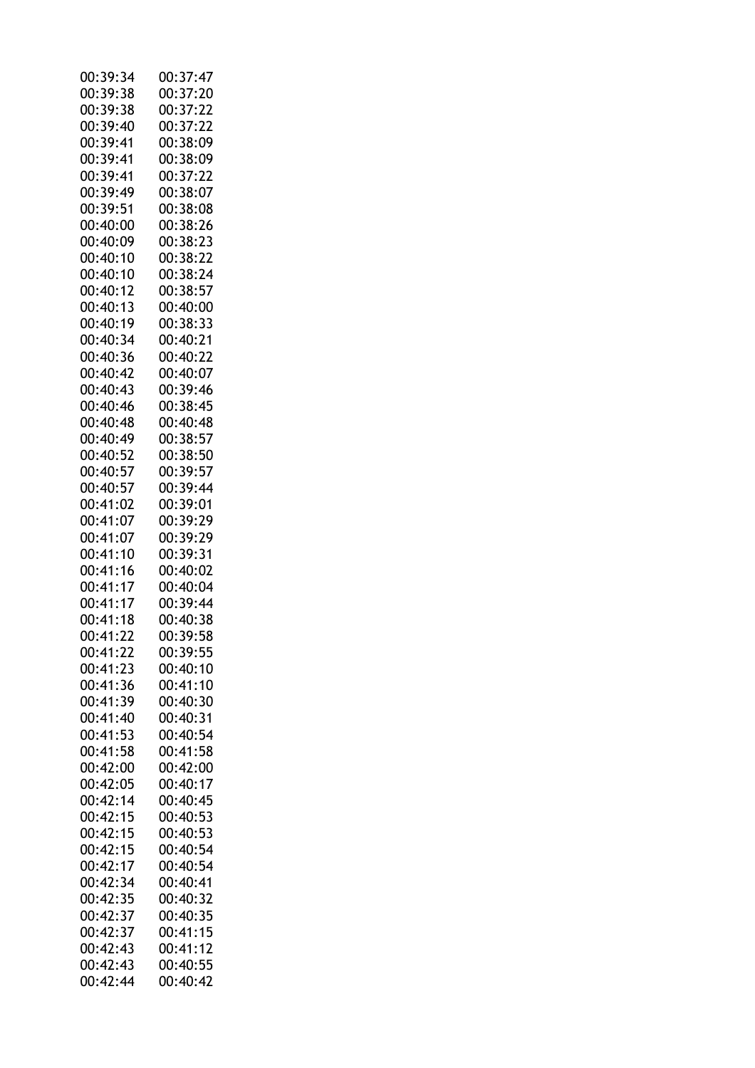| | |
|---|---|
| 00:39:34 | 00:37:47 |
| 00:39:38 | 00:37:20 |
| 00:39:38 | 00:37:22 |
| 00:39:40 | 00:37:22 |
| 00:39:41 | 00:38:09 |
| 00:39:41 | 00:38:09 |
| 00:39:41 | 00:37:22 |
| 00:39:49 | 00:38:07 |
| 00:39:51 | 00:38:08 |
| 00:40:00 | 00:38:26 |
| 00:40:09 | 00:38:23 |
| 00:40:10 | 00:38:22 |
| 00:40:10 | 00:38:24 |
| 00:40:12 | 00:38:57 |
| 00:40:13 | 00:40:00 |
| 00:40:19 | 00:38:33 |
| 00:40:34 | 00:40:21 |
| 00:40:36 | 00:40:22 |
| 00:40:42 | 00:40:07 |
| 00:40:43 | 00:39:46 |
| 00:40:46 | 00:38:45 |
| 00:40:48 | 00:40:48 |
| 00:40:49 | 00:38:57 |
| 00:40:52 | 00:38:50 |
| 00:40:57 | 00:39:57 |
| 00:40:57 | 00:39:44 |
| 00:41:02 | 00:39:01 |
| 00:41:07 | 00:39:29 |
| 00:41:07 | 00:39:29 |
| 00:41:10 | 00:39:31 |
| 00:41:16 | 00:40:02 |
| 00:41:17 | 00:40:04 |
| 00:41:17 | 00:39:44 |
| 00:41:18 | 00:40:38 |
| 00:41:22 | 00:39:58 |
| 00:41:22 | 00:39:55 |
| 00:41:23 | 00:40:10 |
| 00:41:36 | 00:41:10 |
| 00:41:39 | 00:40:30 |
| 00:41:40 | 00:40:31 |
| 00:41:53 | 00:40:54 |
| 00:41:58 | 00:41:58 |
| 00:42:00 | 00:42:00 |
| 00:42:05 | 00:40:17 |
| 00:42:14 | 00:40:45 |
| 00:42:15 | 00:40:53 |
| 00:42:15 | 00:40:53 |
| 00:42:15 | 00:40:54 |
| 00:42:17 | 00:40:54 |
| 00:42:34 | 00:40:41 |
| 00:42:35 | 00:40:32 |
| 00:42:37 | 00:40:35 |
| 00:42:37 | 00:41:15 |
| 00:42:43 | 00:41:12 |
| 00:42:43 | 00:40:55 |
| 00:42:44 | 00:40:42 |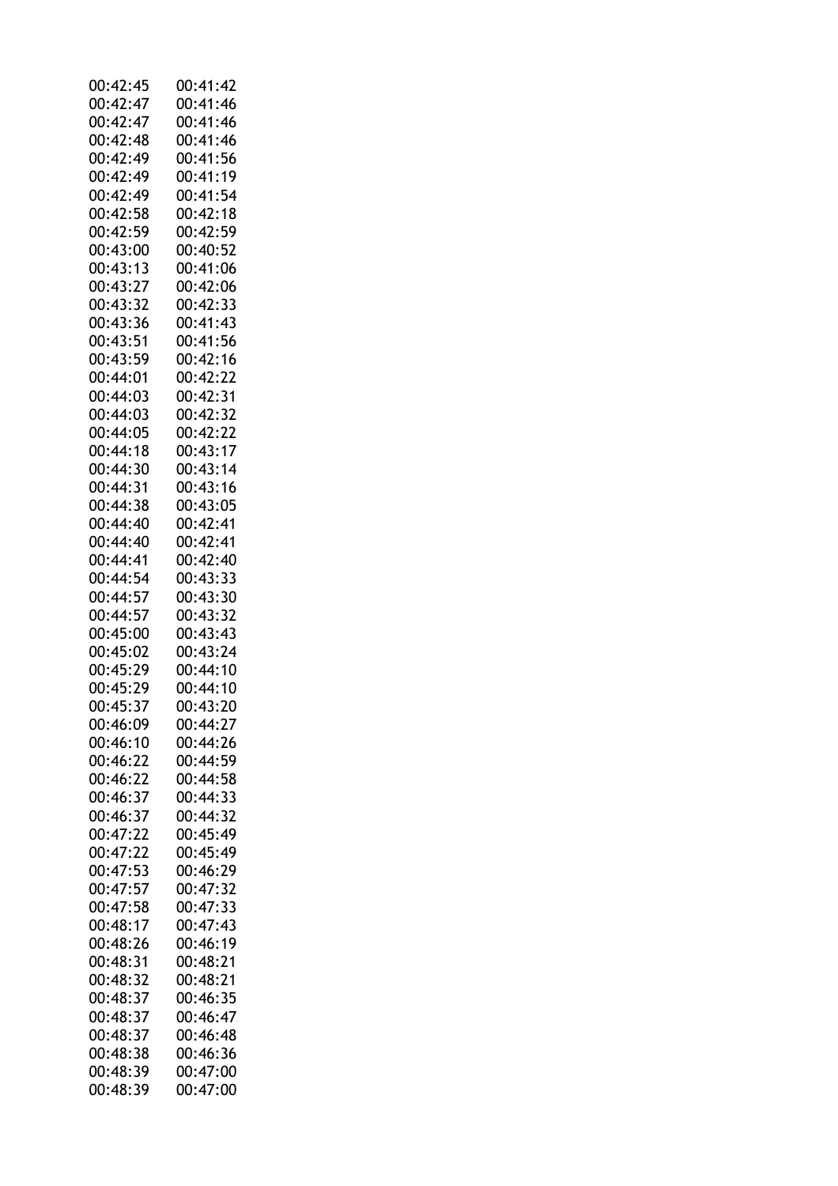| | |
|---|---|
| 00:42:45 | 00:41:42 |
| 00:42:47 | 00:41:46 |
| 00:42:47 | 00:41:46 |
| 00:42:48 | 00:41:46 |
| 00:42:49 | 00:41:56 |
| 00:42:49 | 00:41:19 |
| 00:42:49 | 00:41:54 |
| 00:42:58 | 00:42:18 |
| 00:42:59 | 00:42:59 |
| 00:43:00 | 00:40:52 |
| 00:43:13 | 00:41:06 |
| 00:43:27 | 00:42:06 |
| 00:43:32 | 00:42:33 |
| 00:43:36 | 00:41:43 |
| 00:43:51 | 00:41:56 |
| 00:43:59 | 00:42:16 |
| 00:44:01 | 00:42:22 |
| 00:44:03 | 00:42:31 |
| 00:44:03 | 00:42:32 |
| 00:44:05 | 00:42:22 |
| 00:44:18 | 00:43:17 |
| 00:44:30 | 00:43:14 |
| 00:44:31 | 00:43:16 |
| 00:44:38 | 00:43:05 |
| 00:44:40 | 00:42:41 |
| 00:44:40 | 00:42:41 |
| 00:44:41 | 00:42:40 |
| 00:44:54 | 00:43:33 |
| 00:44:57 | 00:43:30 |
| 00:44:57 | 00:43:32 |
| 00:45:00 | 00:43:43 |
| 00:45:02 | 00:43:24 |
| 00:45:29 | 00:44:10 |
| 00:45:29 | 00:44:10 |
| 00:45:37 | 00:43:20 |
| 00:46:09 | 00:44:27 |
| 00:46:10 | 00:44:26 |
| 00:46:22 | 00:44:59 |
| 00:46:22 | 00:44:58 |
| 00:46:37 | 00:44:33 |
| 00:46:37 | 00:44:32 |
| 00:47:22 | 00:45:49 |
| 00:47:22 | 00:45:49 |
| 00:47:53 | 00:46:29 |
| 00:47:57 | 00:47:32 |
| 00:47:58 | 00:47:33 |
| 00:48:17 | 00:47:43 |
| 00:48:26 | 00:46:19 |
| 00:48:31 | 00:48:21 |
| 00:48:32 | 00:48:21 |
| 00:48:37 | 00:46:35 |
| 00:48:37 | 00:46:47 |
| 00:48:37 | 00:46:48 |
| 00:48:38 | 00:46:36 |
| 00:48:39 | 00:47:00 |
| 00:48:39 | 00:47:00 |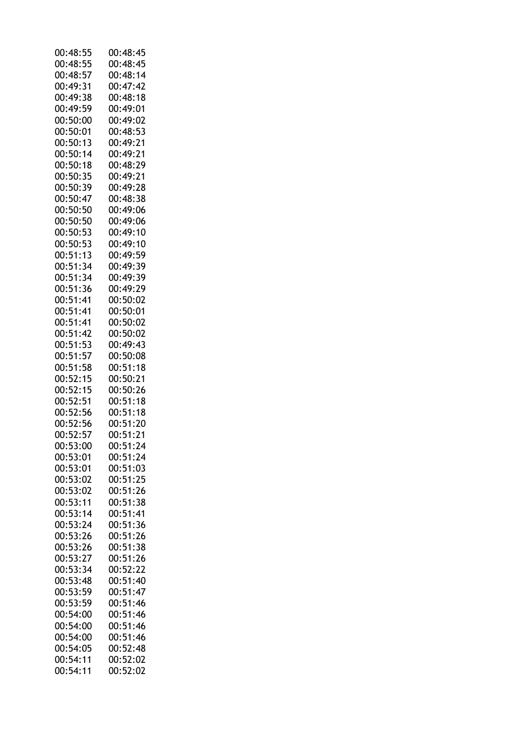| | |
|---|---|
| 00:48:55 | 00:48:45 |
| 00:48:55 | 00:48:45 |
| 00:48:57 | 00:48:14 |
| 00:49:31 | 00:47:42 |
| 00:49:38 | 00:48:18 |
| 00:49:59 | 00:49:01 |
| 00:50:00 | 00:49:02 |
| 00:50:01 | 00:48:53 |
| 00:50:13 | 00:49:21 |
| 00:50:14 | 00:49:21 |
| 00:50:18 | 00:48:29 |
| 00:50:35 | 00:49:21 |
| 00:50:39 | 00:49:28 |
| 00:50:47 | 00:48:38 |
| 00:50:50 | 00:49:06 |
| 00:50:50 | 00:49:06 |
| 00:50:53 | 00:49:10 |
| 00:50:53 | 00:49:10 |
| 00:51:13 | 00:49:59 |
| 00:51:34 | 00:49:39 |
| 00:51:34 | 00:49:39 |
| 00:51:36 | 00:49:29 |
| 00:51:41 | 00:50:02 |
| 00:51:41 | 00:50:01 |
| 00:51:41 | 00:50:02 |
| 00:51:42 | 00:50:02 |
| 00:51:53 | 00:49:43 |
| 00:51:57 | 00:50:08 |
| 00:51:58 | 00:51:18 |
| 00:52:15 | 00:50:21 |
| 00:52:15 | 00:50:26 |
| 00:52:51 | 00:51:18 |
| 00:52:56 | 00:51:18 |
| 00:52:56 | 00:51:20 |
| 00:52:57 | 00:51:21 |
| 00:53:00 | 00:51:24 |
| 00:53:01 | 00:51:24 |
| 00:53:01 | 00:51:03 |
| 00:53:02 | 00:51:25 |
| 00:53:02 | 00:51:26 |
| 00:53:11 | 00:51:38 |
| 00:53:14 | 00:51:41 |
| 00:53:24 | 00:51:36 |
| 00:53:26 | 00:51:26 |
| 00:53:26 | 00:51:38 |
| 00:53:27 | 00:51:26 |
| 00:53:34 | 00:52:22 |
| 00:53:48 | 00:51:40 |
| 00:53:59 | 00:51:47 |
| 00:53:59 | 00:51:46 |
| 00:54:00 | 00:51:46 |
| 00:54:00 | 00:51:46 |
| 00:54:00 | 00:51:46 |
| 00:54:05 | 00:52:48 |
| 00:54:11 | 00:52:02 |
| 00:54:11 | 00:52:02 |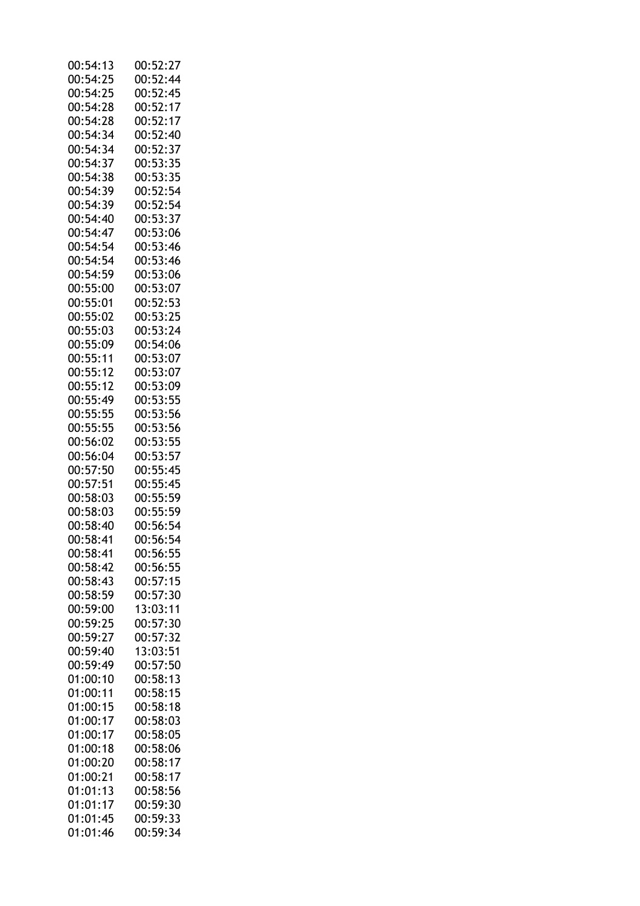| | |
|---|---|
| 00:54:13 | 00:52:27 |
| 00:54:25 | 00:52:44 |
| 00:54:25 | 00:52:45 |
| 00:54:28 | 00:52:17 |
| 00:54:28 | 00:52:17 |
| 00:54:34 | 00:52:40 |
| 00:54:34 | 00:52:37 |
| 00:54:37 | 00:53:35 |
| 00:54:38 | 00:53:35 |
| 00:54:39 | 00:52:54 |
| 00:54:39 | 00:52:54 |
| 00:54:40 | 00:53:37 |
| 00:54:47 | 00:53:06 |
| 00:54:54 | 00:53:46 |
| 00:54:54 | 00:53:46 |
| 00:54:59 | 00:53:06 |
| 00:55:00 | 00:53:07 |
| 00:55:01 | 00:52:53 |
| 00:55:02 | 00:53:25 |
| 00:55:03 | 00:53:24 |
| 00:55:09 | 00:54:06 |
| 00:55:11 | 00:53:07 |
| 00:55:12 | 00:53:07 |
| 00:55:12 | 00:53:09 |
| 00:55:49 | 00:53:55 |
| 00:55:55 | 00:53:56 |
| 00:55:55 | 00:53:56 |
| 00:56:02 | 00:53:55 |
| 00:56:04 | 00:53:57 |
| 00:57:50 | 00:55:45 |
| 00:57:51 | 00:55:45 |
| 00:58:03 | 00:55:59 |
| 00:58:03 | 00:55:59 |
| 00:58:40 | 00:56:54 |
| 00:58:41 | 00:56:54 |
| 00:58:41 | 00:56:55 |
| 00:58:42 | 00:56:55 |
| 00:58:43 | 00:57:15 |
| 00:58:59 | 00:57:30 |
| 00:59:00 | 13:03:11 |
| 00:59:25 | 00:57:30 |
| 00:59:27 | 00:57:32 |
| 00:59:40 | 13:03:51 |
| 00:59:49 | 00:57:50 |
| 01:00:10 | 00:58:13 |
| 01:00:11 | 00:58:15 |
| 01:00:15 | 00:58:18 |
| 01:00:17 | 00:58:03 |
| 01:00:17 | 00:58:05 |
| 01:00:18 | 00:58:06 |
| 01:00:20 | 00:58:17 |
| 01:00:21 | 00:58:17 |
| 01:01:13 | 00:58:56 |
| 01:01:17 | 00:59:30 |
| 01:01:45 | 00:59:33 |
| 01:01:46 | 00:59:34 |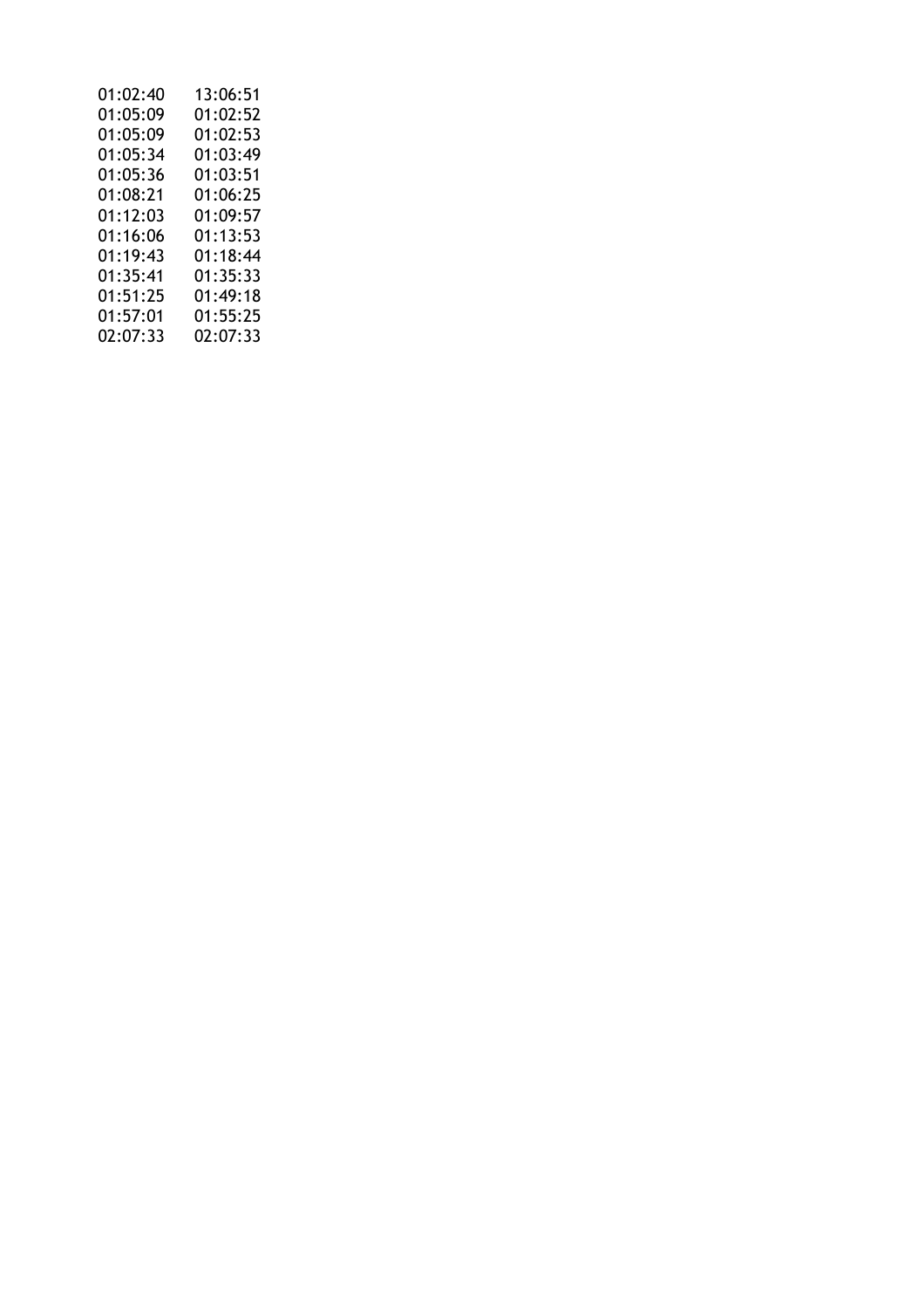| | |
|---|---|
| 01:02:40 | 13:06:51 |
| 01:05:09 | 01:02:52 |
| 01:05:09 | 01:02:53 |
| 01:05:34 | 01:03:49 |
| 01:05:36 | 01:03:51 |
| 01:08:21 | 01:06:25 |
| 01:12:03 | 01:09:57 |
| 01:16:06 | 01:13:53 |
| 01:19:43 | 01:18:44 |
| 01:35:41 | 01:35:33 |
| 01:51:25 | 01:49:18 |
| 01:57:01 | 01:55:25 |
| 02:07:33 | 02:07:33 |